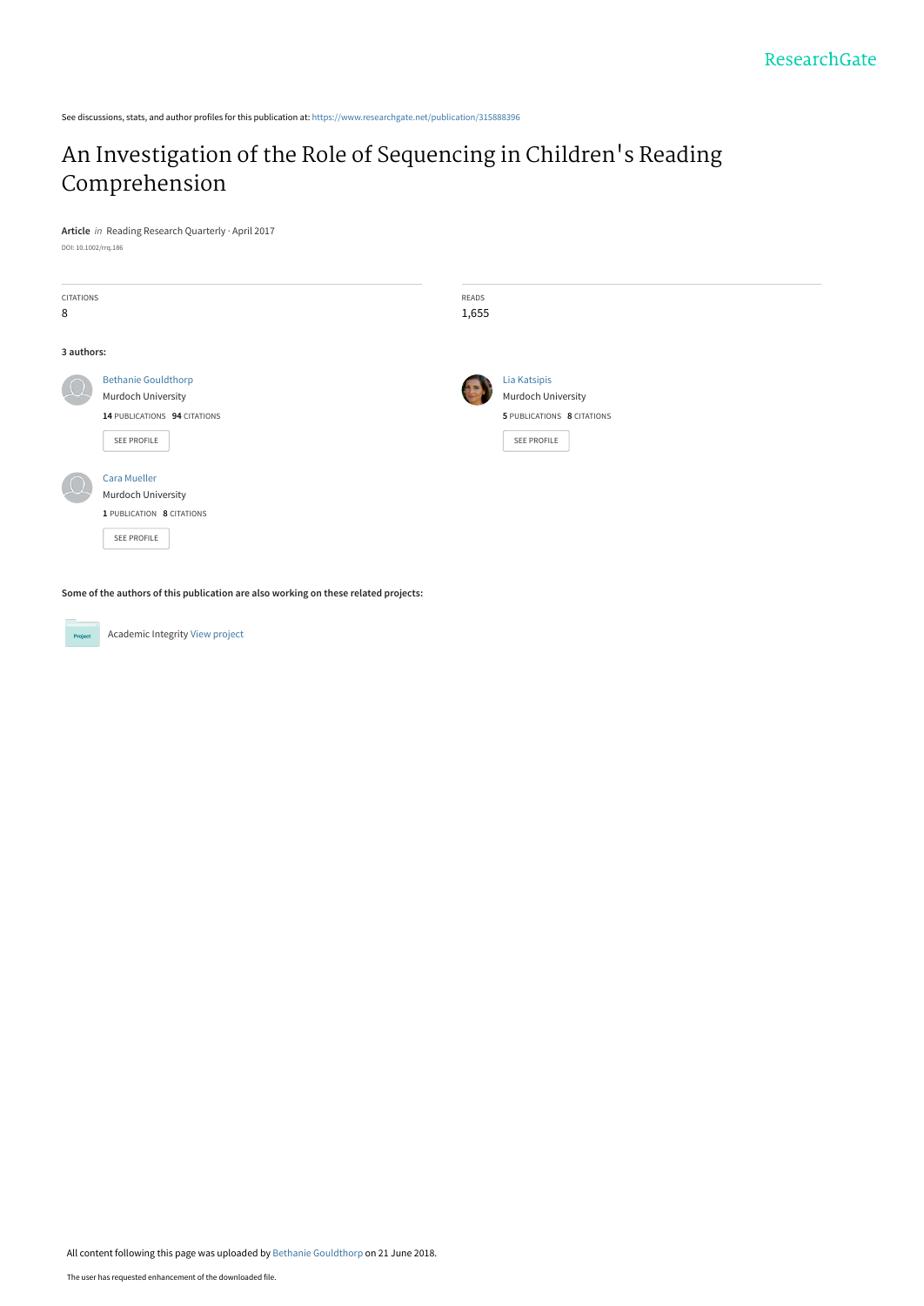ResearchGate

See discussions, stats, and author profiles for this publication at: https://www.researchgate.net/publication/315888396

# An Investigation of the Role of Sequencing in Children's Reading Comprehension

**Article** *in* Reading Research Quarterly · April 2017

DOI: 10.1002/rrq.186

| CITATIONS | READS |
|---|---|
| 8 | 1,655 |

**3 authors:**

Bethanie Gouldthorp
Murdoch University
**14** PUBLICATIONS **94** CITATIONS
SEE PROFILE

Lia Katsipis
Murdoch University
**5** PUBLICATIONS **8** CITATIONS
SEE PROFILE

Cara Mueller
Murdoch University
**1** PUBLICATION **8** CITATIONS
SEE PROFILE

**Some of the authors of this publication are also working on these related projects:**

Project: Academic Integrity View project

All content following this page was uploaded by Bethanie Gouldthorp on 21 June 2018.

The user has requested enhancement of the downloaded file.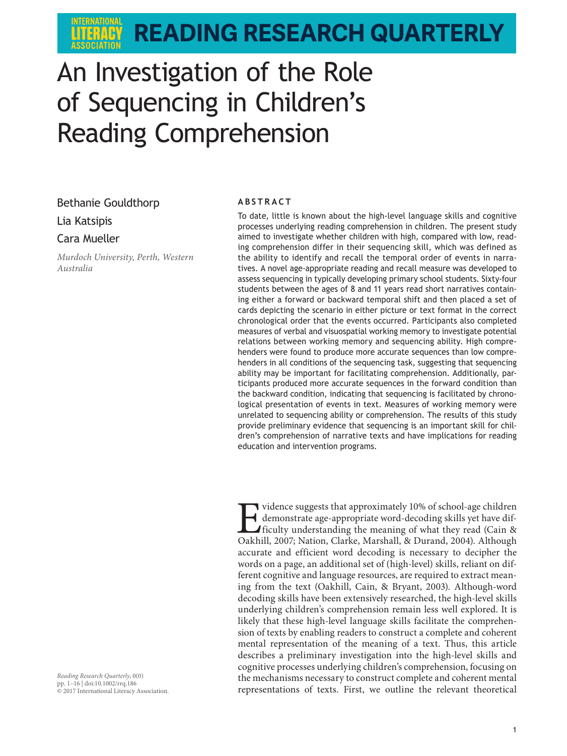# An Investigation of the Role of Sequencing in Children's Reading Comprehension

Bethanie Gouldthorp
Lia Katsipis
Cara Mueller

*Murdoch University, Perth, Western Australia*

## ABSTRACT

To date, little is known about the high-level language skills and cognitive processes underlying reading comprehension in children. The present study aimed to investigate whether children with high, compared with low, reading comprehension differ in their sequencing skill, which was defined as the ability to identify and recall the temporal order of events in narratives. A novel age-appropriate reading and recall measure was developed to assess sequencing in typically developing primary school students. Sixty-four students between the ages of 8 and 11 years read short narratives containing either a forward or backward temporal shift and then placed a set of cards depicting the scenario in either picture or text format in the correct chronological order that the events occurred. Participants also completed measures of verbal and visuospatial working memory to investigate potential relations between working memory and sequencing ability. High comprehenders were found to produce more accurate sequences than low comprehenders in all conditions of the sequencing task, suggesting that sequencing ability may be important for facilitating comprehension. Additionally, participants produced more accurate sequences in the forward condition than the backward condition, indicating that sequencing is facilitated by chronological presentation of events in text. Measures of working memory were unrelated to sequencing ability or comprehension. The results of this study provide preliminary evidence that sequencing is an important skill for children's comprehension of narrative texts and have implications for reading education and intervention programs.

Evidence suggests that approximately 10% of school-age children demonstrate age-appropriate word-decoding skills yet have difficulty understanding the meaning of what they read (Cain & Oakhill, 2007; Nation, Clarke, Marshall, & Durand, 2004). Although accurate and efficient word decoding is necessary to decipher the words on a page, an additional set of (high-level) skills, reliant on different cognitive and language resources, are required to extract meaning from the text (Oakhill, Cain, & Bryant, 2003). Although-word decoding skills have been extensively researched, the high-level skills underlying children's comprehension remain less well explored. It is likely that these high-level language skills facilitate the comprehension of texts by enabling readers to construct a complete and coherent mental representation of the meaning of a text. Thus, this article describes a preliminary investigation into the high-level skills and cognitive processes underlying children's comprehension, focusing on the mechanisms necessary to construct complete and coherent mental representations of texts. First, we outline the relevant theoretical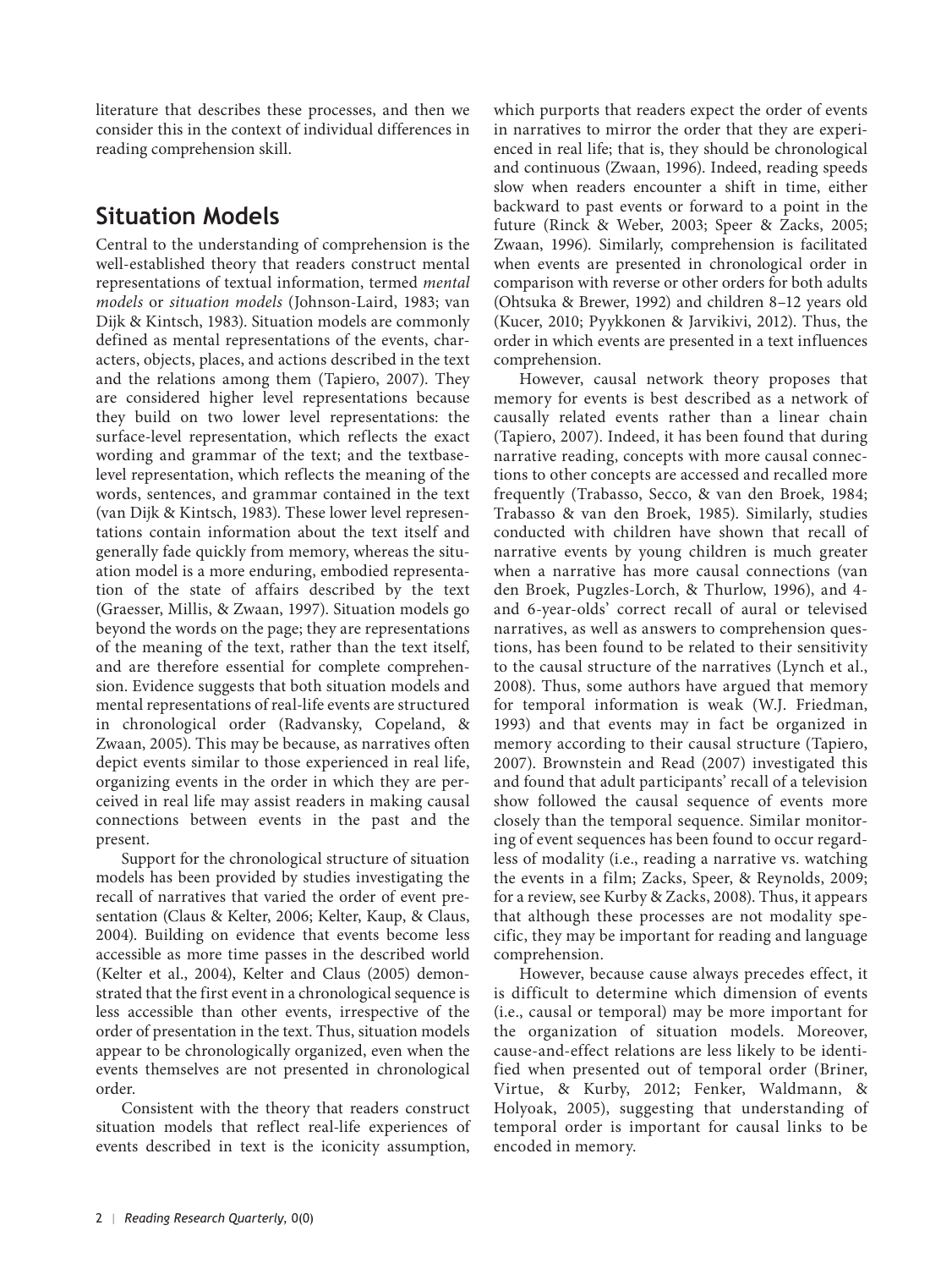literature that describes these processes, and then we consider this in the context of individual differences in reading comprehension skill.

## Situation Models

Central to the understanding of comprehension is the well-established theory that readers construct mental representations of textual information, termed *mental models* or *situation models* (Johnson-Laird, 1983; van Dijk & Kintsch, 1983). Situation models are commonly defined as mental representations of the events, characters, objects, places, and actions described in the text and the relations among them (Tapiero, 2007). They are considered higher level representations because they build on two lower level representations: the surface-level representation, which reflects the exact wording and grammar of the text; and the textbase-level representation, which reflects the meaning of the words, sentences, and grammar contained in the text (van Dijk & Kintsch, 1983). These lower level representations contain information about the text itself and generally fade quickly from memory, whereas the situation model is a more enduring, embodied representation of the state of affairs described by the text (Graesser, Millis, & Zwaan, 1997). Situation models go beyond the words on the page; they are representations of the meaning of the text, rather than the text itself, and are therefore essential for complete comprehension. Evidence suggests that both situation models and mental representations of real-life events are structured in chronological order (Radvansky, Copeland, & Zwaan, 2005). This may be because, as narratives often depict events similar to those experienced in real life, organizing events in the order in which they are perceived in real life may assist readers in making causal connections between events in the past and the present.

Support for the chronological structure of situation models has been provided by studies investigating the recall of narratives that varied the order of event presentation (Claus & Kelter, 2006; Kelter, Kaup, & Claus, 2004). Building on evidence that events become less accessible as more time passes in the described world (Kelter et al., 2004), Kelter and Claus (2005) demonstrated that the first event in a chronological sequence is less accessible than other events, irrespective of the order of presentation in the text. Thus, situation models appear to be chronologically organized, even when the events themselves are not presented in chronological order.

Consistent with the theory that readers construct situation models that reflect real-life experiences of events described in text is the iconicity assumption, which purports that readers expect the order of events in narratives to mirror the order that they are experienced in real life; that is, they should be chronological and continuous (Zwaan, 1996). Indeed, reading speeds slow when readers encounter a shift in time, either backward to past events or forward to a point in the future (Rinck & Weber, 2003; Speer & Zacks, 2005; Zwaan, 1996). Similarly, comprehension is facilitated when events are presented in chronological order in comparison with reverse or other orders for both adults (Ohtsuka & Brewer, 1992) and children 8–12 years old (Kucer, 2010; Pyykkonen & Jarvikivi, 2012). Thus, the order in which events are presented in a text influences comprehension.

However, causal network theory proposes that memory for events is best described as a network of causally related events rather than a linear chain (Tapiero, 2007). Indeed, it has been found that during narrative reading, concepts with more causal connections to other concepts are accessed and recalled more frequently (Trabasso, Secco, & van den Broek, 1984; Trabasso & van den Broek, 1985). Similarly, studies conducted with children have shown that recall of narrative events by young children is much greater when a narrative has more causal connections (van den Broek, Pugzles-Lorch, & Thurlow, 1996), and 4- and 6-year-olds' correct recall of aural or televised narratives, as well as answers to comprehension questions, has been found to be related to their sensitivity to the causal structure of the narratives (Lynch et al., 2008). Thus, some authors have argued that memory for temporal information is weak (W.J. Friedman, 1993) and that events may in fact be organized in memory according to their causal structure (Tapiero, 2007). Brownstein and Read (2007) investigated this and found that adult participants' recall of a television show followed the causal sequence of events more closely than the temporal sequence. Similar monitoring of event sequences has been found to occur regardless of modality (i.e., reading a narrative vs. watching the events in a film; Zacks, Speer, & Reynolds, 2009; for a review, see Kurby & Zacks, 2008). Thus, it appears that although these processes are not modality specific, they may be important for reading and language comprehension.

However, because cause always precedes effect, it is difficult to determine which dimension of events (i.e., causal or temporal) may be more important for the organization of situation models. Moreover, cause-and-effect relations are less likely to be identified when presented out of temporal order (Briner, Virtue, & Kurby, 2012; Fenker, Waldmann, & Holyoak, 2005), suggesting that understanding of temporal order is important for causal links to be encoded in memory.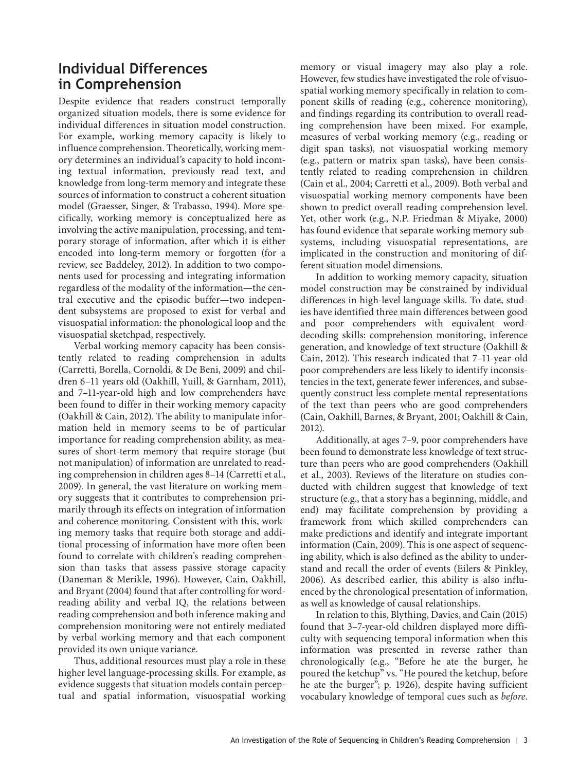## Individual Differences in Comprehension

Despite evidence that readers construct temporally organized situation models, there is some evidence for individual differences in situation model construction. For example, working memory capacity is likely to influence comprehension. Theoretically, working memory determines an individual's capacity to hold incoming textual information, previously read text, and knowledge from long-term memory and integrate these sources of information to construct a coherent situation model (Graesser, Singer, & Trabasso, 1994). More specifically, working memory is conceptualized here as involving the active manipulation, processing, and temporary storage of information, after which it is either encoded into long-term memory or forgotten (for a review, see Baddeley, 2012). In addition to two components used for processing and integrating information regardless of the modality of the information—the central executive and the episodic buffer—two independent subsystems are proposed to exist for verbal and visuospatial information: the phonological loop and the visuospatial sketchpad, respectively.

Verbal working memory capacity has been consistently related to reading comprehension in adults (Carretti, Borella, Cornoldi, & De Beni, 2009) and children 6–11 years old (Oakhill, Yuill, & Garnham, 2011), and 7–11-year-old high and low comprehenders have been found to differ in their working memory capacity (Oakhill & Cain, 2012). The ability to manipulate information held in memory seems to be of particular importance for reading comprehension ability, as measures of short-term memory that require storage (but not manipulation) of information are unrelated to reading comprehension in children ages 8–14 (Carretti et al., 2009). In general, the vast literature on working memory suggests that it contributes to comprehension primarily through its effects on integration of information and coherence monitoring. Consistent with this, working memory tasks that require both storage and additional processing of information have more often been found to correlate with children's reading comprehension than tasks that assess passive storage capacity (Daneman & Merikle, 1996). However, Cain, Oakhill, and Bryant (2004) found that after controlling for word-reading ability and verbal IQ, the relations between reading comprehension and both inference making and comprehension monitoring were not entirely mediated by verbal working memory and that each component provided its own unique variance.

Thus, additional resources must play a role in these higher level language-processing skills. For example, as evidence suggests that situation models contain perceptual and spatial information, visuospatial working memory or visual imagery may also play a role. However, few studies have investigated the role of visuospatial working memory specifically in relation to component skills of reading (e.g., coherence monitoring), and findings regarding its contribution to overall reading comprehension have been mixed. For example, measures of verbal working memory (e.g., reading or digit span tasks), not visuospatial working memory (e.g., pattern or matrix span tasks), have been consistently related to reading comprehension in children (Cain et al., 2004; Carretti et al., 2009). Both verbal and visuospatial working memory components have been shown to predict overall reading comprehension level. Yet, other work (e.g., N.P. Friedman & Miyake, 2000) has found evidence that separate working memory subsystems, including visuospatial representations, are implicated in the construction and monitoring of different situation model dimensions.

In addition to working memory capacity, situation model construction may be constrained by individual differences in high-level language skills. To date, studies have identified three main differences between good and poor comprehenders with equivalent word-decoding skills: comprehension monitoring, inference generation, and knowledge of text structure (Oakhill & Cain, 2012). This research indicated that 7–11-year-old poor comprehenders are less likely to identify inconsistencies in the text, generate fewer inferences, and subsequently construct less complete mental representations of the text than peers who are good comprehenders (Cain, Oakhill, Barnes, & Bryant, 2001; Oakhill & Cain, 2012).

Additionally, at ages 7–9, poor comprehenders have been found to demonstrate less knowledge of text structure than peers who are good comprehenders (Oakhill et al., 2003). Reviews of the literature on studies conducted with children suggest that knowledge of text structure (e.g., that a story has a beginning, middle, and end) may facilitate comprehension by providing a framework from which skilled comprehenders can make predictions and identify and integrate important information (Cain, 2009). This is one aspect of sequencing ability, which is also defined as the ability to understand and recall the order of events (Eilers & Pinkley, 2006). As described earlier, this ability is also influenced by the chronological presentation of information, as well as knowledge of causal relationships.

In relation to this, Blything, Davies, and Cain (2015) found that 3–7-year-old children displayed more difficulty with sequencing temporal information when this information was presented in reverse rather than chronologically (e.g., "Before he ate the burger, he poured the ketchup" vs. "He poured the ketchup, before he ate the burger"; p. 1926), despite having sufficient vocabulary knowledge of temporal cues such as *before*.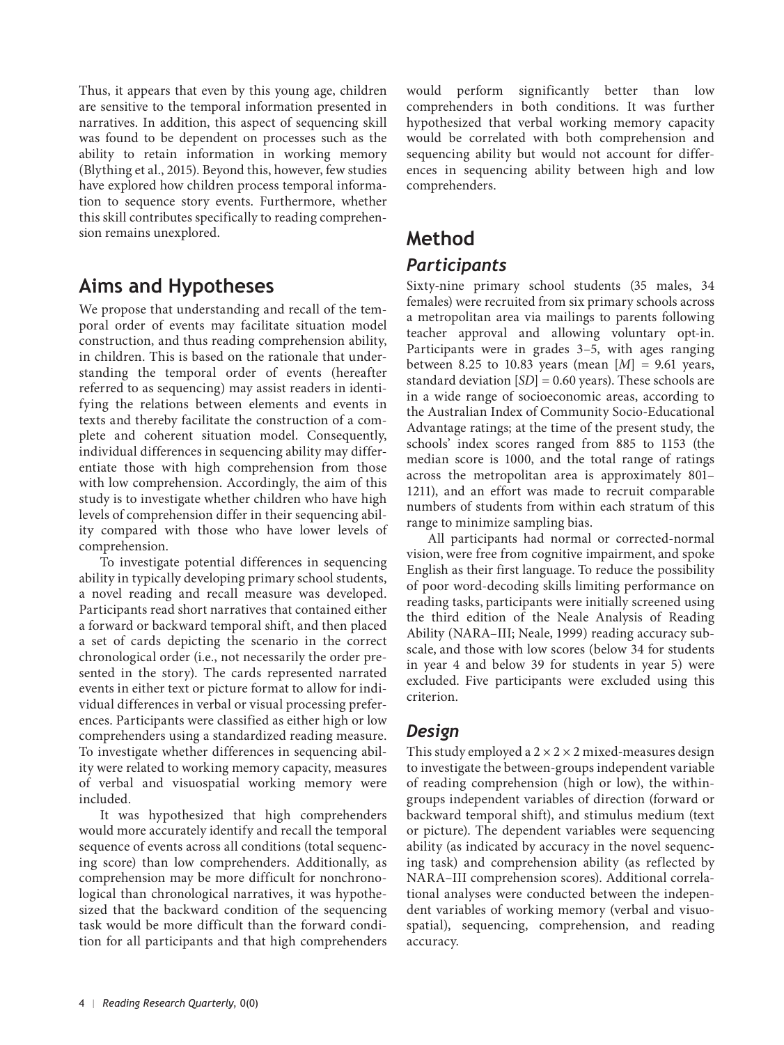Thus, it appears that even by this young age, children are sensitive to the temporal information presented in narratives. In addition, this aspect of sequencing skill was found to be dependent on processes such as the ability to retain information in working memory (Blything et al., 2015). Beyond this, however, few studies have explored how children process temporal information to sequence story events. Furthermore, whether this skill contributes specifically to reading comprehension remains unexplored.

## Aims and Hypotheses

We propose that understanding and recall of the temporal order of events may facilitate situation model construction, and thus reading comprehension ability, in children. This is based on the rationale that understanding the temporal order of events (hereafter referred to as sequencing) may assist readers in identifying the relations between elements and events in texts and thereby facilitate the construction of a complete and coherent situation model. Consequently, individual differences in sequencing ability may differentiate those with high comprehension from those with low comprehension. Accordingly, the aim of this study is to investigate whether children who have high levels of comprehension differ in their sequencing ability compared with those who have lower levels of comprehension.

To investigate potential differences in sequencing ability in typically developing primary school students, a novel reading and recall measure was developed. Participants read short narratives that contained either a forward or backward temporal shift, and then placed a set of cards depicting the scenario in the correct chronological order (i.e., not necessarily the order presented in the story). The cards represented narrated events in either text or picture format to allow for individual differences in verbal or visual processing preferences. Participants were classified as either high or low comprehenders using a standardized reading measure. To investigate whether differences in sequencing ability were related to working memory capacity, measures of verbal and visuospatial working memory were included.

It was hypothesized that high comprehenders would more accurately identify and recall the temporal sequence of events across all conditions (total sequencing score) than low comprehenders. Additionally, as comprehension may be more difficult for nonchronological than chronological narratives, it was hypothesized that the backward condition of the sequencing task would be more difficult than the forward condition for all participants and that high comprehenders would perform significantly better than low comprehenders in both conditions. It was further hypothesized that verbal working memory capacity would be correlated with both comprehension and sequencing ability but would not account for differences in sequencing ability between high and low comprehenders.

## Method

### *Participants*

Sixty-nine primary school students (35 males, 34 females) were recruited from six primary schools across a metropolitan area via mailings to parents following teacher approval and allowing voluntary opt-in. Participants were in grades 3–5, with ages ranging between 8.25 to 10.83 years (mean [*M*] = 9.61 years, standard deviation [*SD*] = 0.60 years). These schools are in a wide range of socioeconomic areas, according to the Australian Index of Community Socio-Educational Advantage ratings; at the time of the present study, the schools' index scores ranged from 885 to 1153 (the median score is 1000, and the total range of ratings across the metropolitan area is approximately 801–1211), and an effort was made to recruit comparable numbers of students from within each stratum of this range to minimize sampling bias.

All participants had normal or corrected-normal vision, were free from cognitive impairment, and spoke English as their first language. To reduce the possibility of poor word-decoding skills limiting performance on reading tasks, participants were initially screened using the third edition of the Neale Analysis of Reading Ability (NARA–III; Neale, 1999) reading accuracy subscale, and those with low scores (below 34 for students in year 4 and below 39 for students in year 5) were excluded. Five participants were excluded using this criterion.

### *Design*

This study employed a 2 × 2 × 2 mixed-measures design to investigate the between-groups independent variable of reading comprehension (high or low), the within-groups independent variables of direction (forward or backward temporal shift), and stimulus medium (text or picture). The dependent variables were sequencing ability (as indicated by accuracy in the novel sequencing task) and comprehension ability (as reflected by NARA–III comprehension scores). Additional correlational analyses were conducted between the independent variables of working memory (verbal and visuospatial), sequencing, comprehension, and reading accuracy.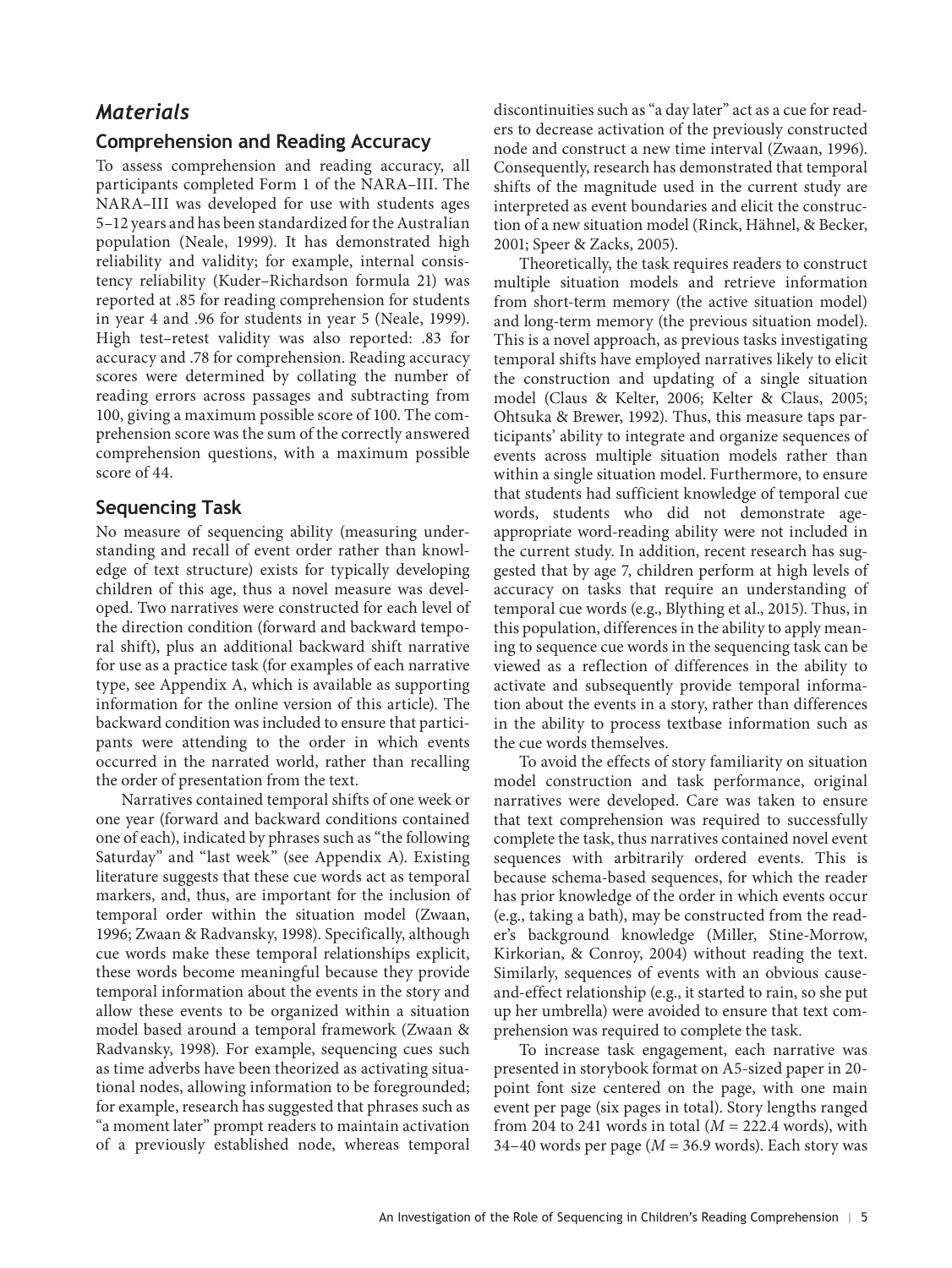## *Materials*

### Comprehension and Reading Accuracy

To assess comprehension and reading accuracy, all participants completed Form 1 of the NARA–III. The NARA–III was developed for use with students ages 5–12 years and has been standardized for the Australian population (Neale, 1999). It has demonstrated high reliability and validity; for example, internal consistency reliability (Kuder–Richardson formula 21) was reported at .85 for reading comprehension for students in year 4 and .96 for students in year 5 (Neale, 1999). High test–retest validity was also reported: .83 for accuracy and .78 for comprehension. Reading accuracy scores were determined by collating the number of reading errors across passages and subtracting from 100, giving a maximum possible score of 100. The comprehension score was the sum of the correctly answered comprehension questions, with a maximum possible score of 44.

### Sequencing Task

No measure of sequencing ability (measuring understanding and recall of event order rather than knowledge of text structure) exists for typically developing children of this age, thus a novel measure was developed. Two narratives were constructed for each level of the direction condition (forward and backward temporal shift), plus an additional backward shift narrative for use as a practice task (for examples of each narrative type, see Appendix A, which is available as supporting information for the online version of this article). The backward condition was included to ensure that participants were attending to the order in which events occurred in the narrated world, rather than recalling the order of presentation from the text.

Narratives contained temporal shifts of one week or one year (forward and backward conditions contained one of each), indicated by phrases such as "the following Saturday" and "last week" (see Appendix A). Existing literature suggests that these cue words act as temporal markers, and, thus, are important for the inclusion of temporal order within the situation model (Zwaan, 1996; Zwaan & Radvansky, 1998). Specifically, although cue words make these temporal relationships explicit, these words become meaningful because they provide temporal information about the events in the story and allow these events to be organized within a situation model based around a temporal framework (Zwaan & Radvansky, 1998). For example, sequencing cues such as time adverbs have been theorized as activating situational nodes, allowing information to be foregrounded; for example, research has suggested that phrases such as "a moment later" prompt readers to maintain activation of a previously established node, whereas temporal discontinuities such as "a day later" act as a cue for readers to decrease activation of the previously constructed node and construct a new time interval (Zwaan, 1996). Consequently, research has demonstrated that temporal shifts of the magnitude used in the current study are interpreted as event boundaries and elicit the construction of a new situation model (Rinck, Hähnel, & Becker, 2001; Speer & Zacks, 2005).

Theoretically, the task requires readers to construct multiple situation models and retrieve information from short-term memory (the active situation model) and long-term memory (the previous situation model). This is a novel approach, as previous tasks investigating temporal shifts have employed narratives likely to elicit the construction and updating of a single situation model (Claus & Kelter, 2006; Kelter & Claus, 2005; Ohtsuka & Brewer, 1992). Thus, this measure taps participants' ability to integrate and organize sequences of events across multiple situation models rather than within a single situation model. Furthermore, to ensure that students had sufficient knowledge of temporal cue words, students who did not demonstrate age-appropriate word-reading ability were not included in the current study. In addition, recent research has suggested that by age 7, children perform at high levels of accuracy on tasks that require an understanding of temporal cue words (e.g., Blything et al., 2015). Thus, in this population, differences in the ability to apply meaning to sequence cue words in the sequencing task can be viewed as a reflection of differences in the ability to activate and subsequently provide temporal information about the events in a story, rather than differences in the ability to process textbase information such as the cue words themselves.

To avoid the effects of story familiarity on situation model construction and task performance, original narratives were developed. Care was taken to ensure that text comprehension was required to successfully complete the task, thus narratives contained novel event sequences with arbitrarily ordered events. This is because schema-based sequences, for which the reader has prior knowledge of the order in which events occur (e.g., taking a bath), may be constructed from the reader's background knowledge (Miller, Stine-Morrow, Kirkorian, & Conroy, 2004) without reading the text. Similarly, sequences of events with an obvious cause-and-effect relationship (e.g., it started to rain, so she put up her umbrella) were avoided to ensure that text comprehension was required to complete the task.

To increase task engagement, each narrative was presented in storybook format on A5-sized paper in 20-point font size centered on the page, with one main event per page (six pages in total). Story lengths ranged from 204 to 241 words in total ($M = 222.4$ words), with 34–40 words per page ($M = 36.9$ words). Each story was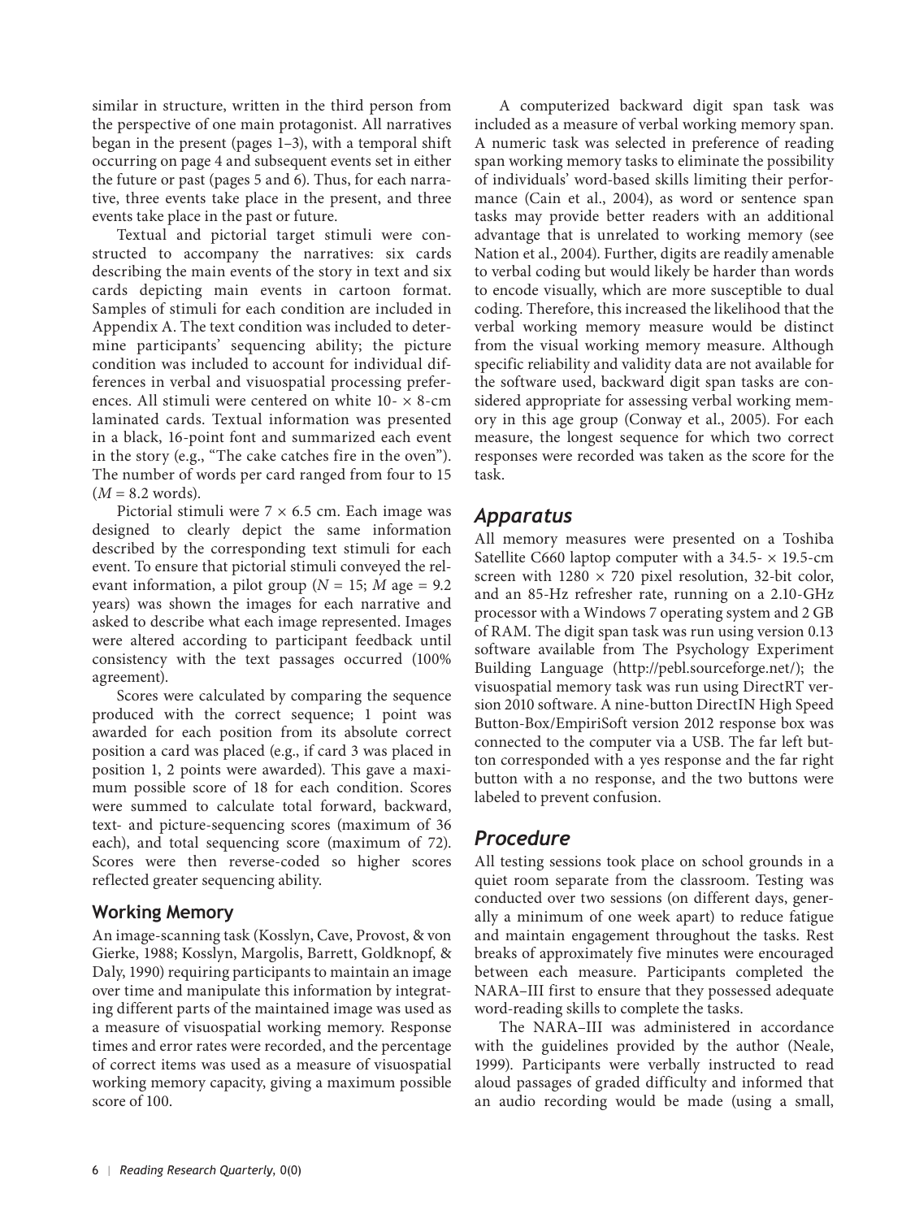similar in structure, written in the third person from the perspective of one main protagonist. All narratives began in the present (pages 1–3), with a temporal shift occurring on page 4 and subsequent events set in either the future or past (pages 5 and 6). Thus, for each narrative, three events take place in the present, and three events take place in the past or future.

Textual and pictorial target stimuli were constructed to accompany the narratives: six cards describing the main events of the story in text and six cards depicting main events in cartoon format. Samples of stimuli for each condition are included in Appendix A. The text condition was included to determine participants' sequencing ability; the picture condition was included to account for individual differences in verbal and visuospatial processing preferences. All stimuli were centered on white 10- × 8-cm laminated cards. Textual information was presented in a black, 16-point font and summarized each event in the story (e.g., "The cake catches fire in the oven"). The number of words per card ranged from four to 15 ($M$ = 8.2 words).

Pictorial stimuli were 7 × 6.5 cm. Each image was designed to clearly depict the same information described by the corresponding text stimuli for each event. To ensure that pictorial stimuli conveyed the relevant information, a pilot group ($N$ = 15; $M$ age = 9.2 years) was shown the images for each narrative and asked to describe what each image represented. Images were altered according to participant feedback until consistency with the text passages occurred (100% agreement).

Scores were calculated by comparing the sequence produced with the correct sequence; 1 point was awarded for each position from its absolute correct position a card was placed (e.g., if card 3 was placed in position 1, 2 points were awarded). This gave a maximum possible score of 18 for each condition. Scores were summed to calculate total forward, backward, text- and picture-sequencing scores (maximum of 36 each), and total sequencing score (maximum of 72). Scores were then reverse-coded so higher scores reflected greater sequencing ability.

### Working Memory

An image-scanning task (Kosslyn, Cave, Provost, & von Gierke, 1988; Kosslyn, Margolis, Barrett, Goldknopf, & Daly, 1990) requiring participants to maintain an image over time and manipulate this information by integrating different parts of the maintained image was used as a measure of visuospatial working memory. Response times and error rates were recorded, and the percentage of correct items was used as a measure of visuospatial working memory capacity, giving a maximum possible score of 100.

A computerized backward digit span task was included as a measure of verbal working memory span. A numeric task was selected in preference of reading span working memory tasks to eliminate the possibility of individuals' word-based skills limiting their performance (Cain et al., 2004), as word or sentence span tasks may provide better readers with an additional advantage that is unrelated to working memory (see Nation et al., 2004). Further, digits are readily amenable to verbal coding but would likely be harder than words to encode visually, which are more susceptible to dual coding. Therefore, this increased the likelihood that the verbal working memory measure would be distinct from the visual working memory measure. Although specific reliability and validity data are not available for the software used, backward digit span tasks are considered appropriate for assessing verbal working memory in this age group (Conway et al., 2005). For each measure, the longest sequence for which two correct responses were recorded was taken as the score for the task.

## Apparatus

All memory measures were presented on a Toshiba Satellite C660 laptop computer with a 34.5- × 19.5-cm screen with 1280 × 720 pixel resolution, 32-bit color, and an 85-Hz refresher rate, running on a 2.10-GHz processor with a Windows 7 operating system and 2 GB of RAM. The digit span task was run using version 0.13 software available from The Psychology Experiment Building Language (http://pebl.sourceforge.net/); the visuospatial memory task was run using DirectRT version 2010 software. A nine-button DirectIN High Speed Button-Box/EmpiriSoft version 2012 response box was connected to the computer via a USB. The far left button corresponded with a yes response and the far right button with a no response, and the two buttons were labeled to prevent confusion.

## Procedure

All testing sessions took place on school grounds in a quiet room separate from the classroom. Testing was conducted over two sessions (on different days, generally a minimum of one week apart) to reduce fatigue and maintain engagement throughout the tasks. Rest breaks of approximately five minutes were encouraged between each measure. Participants completed the NARA–III first to ensure that they possessed adequate word-reading skills to complete the tasks.

The NARA–III was administered in accordance with the guidelines provided by the author (Neale, 1999). Participants were verbally instructed to read aloud passages of graded difficulty and informed that an audio recording would be made (using a small,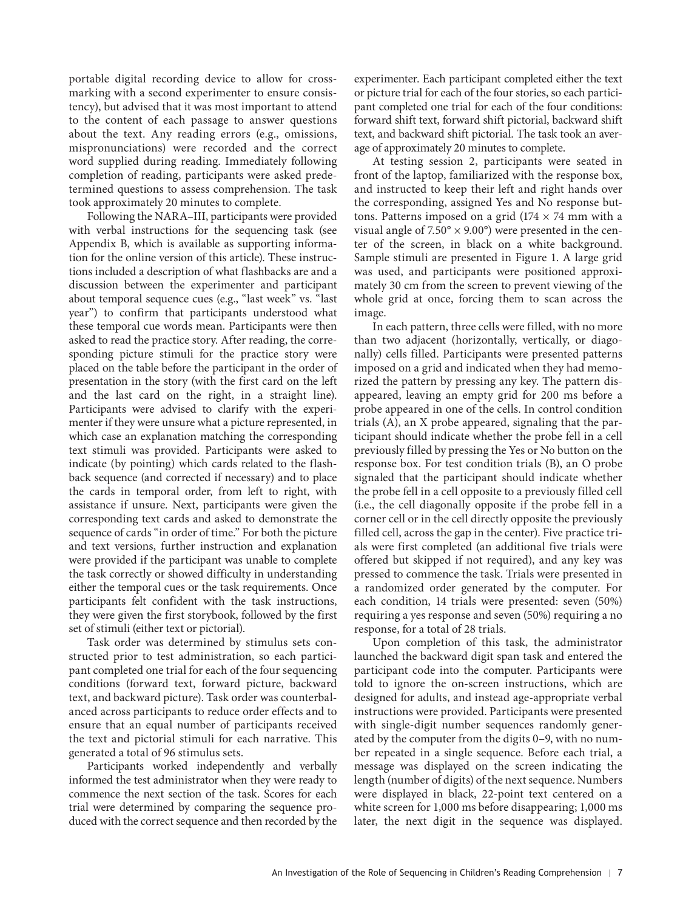portable digital recording device to allow for cross-marking with a second experimenter to ensure consistency), but advised that it was most important to attend to the content of each passage to answer questions about the text. Any reading errors (e.g., omissions, mispronunciations) were recorded and the correct word supplied during reading. Immediately following completion of reading, participants were asked predetermined questions to assess comprehension. The task took approximately 20 minutes to complete.

Following the NARA–III, participants were provided with verbal instructions for the sequencing task (see Appendix B, which is available as supporting information for the online version of this article). These instructions included a description of what flashbacks are and a discussion between the experimenter and participant about temporal sequence cues (e.g., "last week" vs. "last year") to confirm that participants understood what these temporal cue words mean. Participants were then asked to read the practice story. After reading, the corresponding picture stimuli for the practice story were placed on the table before the participant in the order of presentation in the story (with the first card on the left and the last card on the right, in a straight line). Participants were advised to clarify with the experimenter if they were unsure what a picture represented, in which case an explanation matching the corresponding text stimuli was provided. Participants were asked to indicate (by pointing) which cards related to the flashback sequence (and corrected if necessary) and to place the cards in temporal order, from left to right, with assistance if unsure. Next, participants were given the corresponding text cards and asked to demonstrate the sequence of cards "in order of time." For both the picture and text versions, further instruction and explanation were provided if the participant was unable to complete the task correctly or showed difficulty in understanding either the temporal cues or the task requirements. Once participants felt confident with the task instructions, they were given the first storybook, followed by the first set of stimuli (either text or pictorial).

Task order was determined by stimulus sets constructed prior to test administration, so each participant completed one trial for each of the four sequencing conditions (forward text, forward picture, backward text, and backward picture). Task order was counterbalanced across participants to reduce order effects and to ensure that an equal number of participants received the text and pictorial stimuli for each narrative. This generated a total of 96 stimulus sets.

Participants worked independently and verbally informed the test administrator when they were ready to commence the next section of the task. Scores for each trial were determined by comparing the sequence produced with the correct sequence and then recorded by the experimenter. Each participant completed either the text or picture trial for each of the four stories, so each participant completed one trial for each of the four conditions: forward shift text, forward shift pictorial, backward shift text, and backward shift pictorial. The task took an average of approximately 20 minutes to complete.

At testing session 2, participants were seated in front of the laptop, familiarized with the response box, and instructed to keep their left and right hands over the corresponding, assigned Yes and No response buttons. Patterns imposed on a grid (174 × 74 mm with a visual angle of 7.50° × 9.00°) were presented in the center of the screen, in black on a white background. Sample stimuli are presented in Figure 1. A large grid was used, and participants were positioned approximately 30 cm from the screen to prevent viewing of the whole grid at once, forcing them to scan across the image.

In each pattern, three cells were filled, with no more than two adjacent (horizontally, vertically, or diagonally) cells filled. Participants were presented patterns imposed on a grid and indicated when they had memorized the pattern by pressing any key. The pattern disappeared, leaving an empty grid for 200 ms before a probe appeared in one of the cells. In control condition trials (A), an X probe appeared, signaling that the participant should indicate whether the probe fell in a cell previously filled by pressing the Yes or No button on the response box. For test condition trials (B), an O probe signaled that the participant should indicate whether the probe fell in a cell opposite to a previously filled cell (i.e., the cell diagonally opposite if the probe fell in a corner cell or in the cell directly opposite the previously filled cell, across the gap in the center). Five practice trials were first completed (an additional five trials were offered but skipped if not required), and any key was pressed to commence the task. Trials were presented in a randomized order generated by the computer. For each condition, 14 trials were presented: seven (50%) requiring a yes response and seven (50%) requiring a no response, for a total of 28 trials.

Upon completion of this task, the administrator launched the backward digit span task and entered the participant code into the computer. Participants were told to ignore the on-screen instructions, which are designed for adults, and instead age-appropriate verbal instructions were provided. Participants were presented with single-digit number sequences randomly generated by the computer from the digits 0–9, with no number repeated in a single sequence. Before each trial, a message was displayed on the screen indicating the length (number of digits) of the next sequence. Numbers were displayed in black, 22-point text centered on a white screen for 1,000 ms before disappearing; 1,000 ms later, the next digit in the sequence was displayed.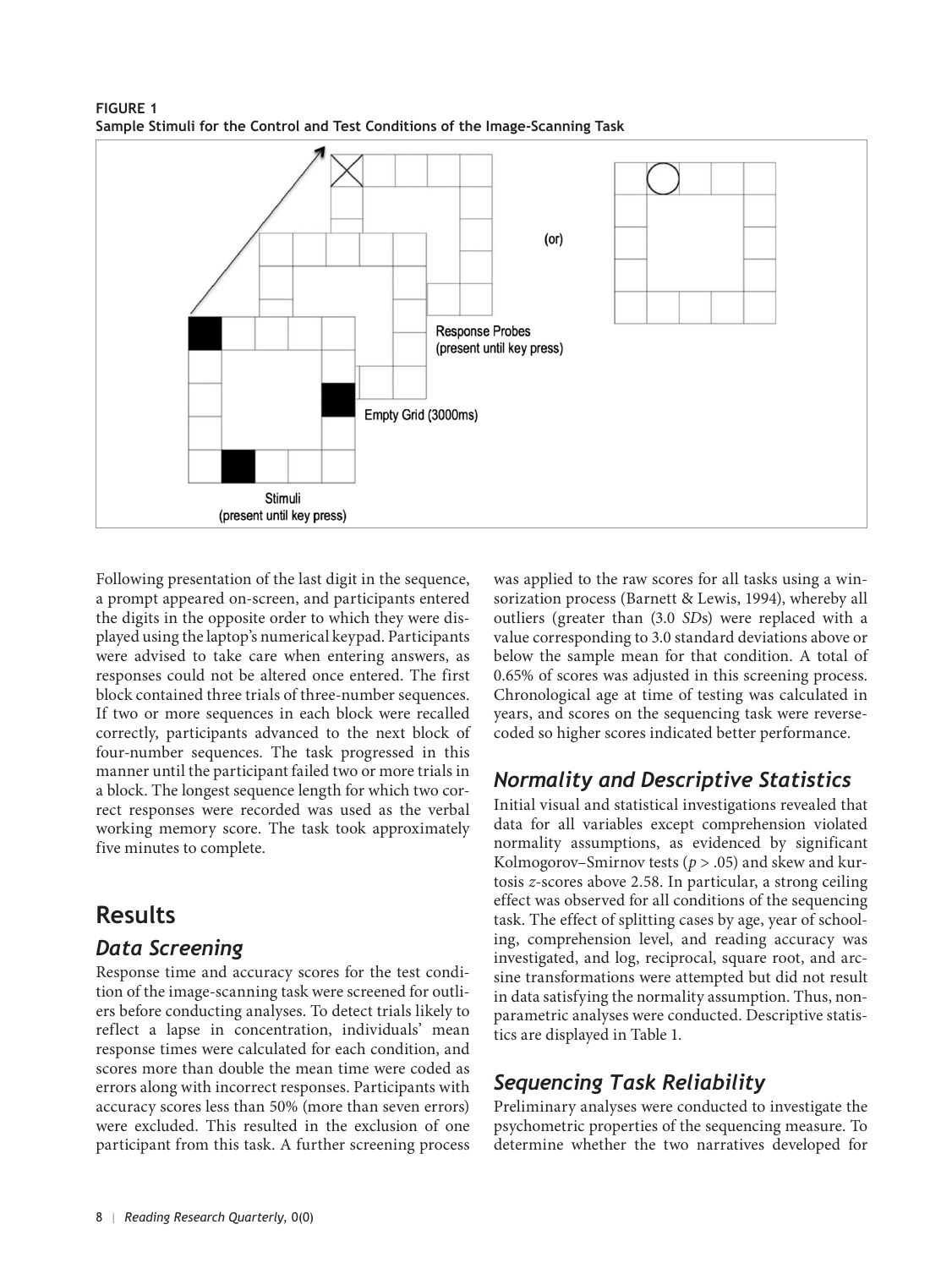**FIGURE 1**
**Sample Stimuli for the Control and Test Conditions of the Image-Scanning Task**

Following presentation of the last digit in the sequence, a prompt appeared on-screen, and participants entered the digits in the opposite order to which they were displayed using the laptop's numerical keypad. Participants were advised to take care when entering answers, as responses could not be altered once entered. The first block contained three trials of three-number sequences. If two or more sequences in each block were recalled correctly, participants advanced to the next block of four-number sequences. The task progressed in this manner until the participant failed two or more trials in a block. The longest sequence length for which two correct responses were recorded was used as the verbal working memory score. The task took approximately five minutes to complete.

# Results

## Data Screening

Response time and accuracy scores for the test condition of the image-scanning task were screened for outliers before conducting analyses. To detect trials likely to reflect a lapse in concentration, individuals' mean response times were calculated for each condition, and scores more than double the mean time were coded as errors along with incorrect responses. Participants with accuracy scores less than 50% (more than seven errors) were excluded. This resulted in the exclusion of one participant from this task. A further screening process was applied to the raw scores for all tasks using a winsorization process (Barnett & Lewis, 1994), whereby all outliers (greater than (3.0 *SD*s) were replaced with a value corresponding to 3.0 standard deviations above or below the sample mean for that condition. A total of 0.65% of scores was adjusted in this screening process. Chronological age at time of testing was calculated in years, and scores on the sequencing task were reverse-coded so higher scores indicated better performance.

## Normality and Descriptive Statistics

Initial visual and statistical investigations revealed that data for all variables except comprehension violated normality assumptions, as evidenced by significant Kolmogorov–Smirnov tests ($p > .05$) and skew and kurtosis *z*-scores above 2.58. In particular, a strong ceiling effect was observed for all conditions of the sequencing task. The effect of splitting cases by age, year of schooling, comprehension level, and reading accuracy was investigated, and log, reciprocal, square root, and arcsine transformations were attempted but did not result in data satisfying the normality assumption. Thus, nonparametric analyses were conducted. Descriptive statistics are displayed in Table 1.

## Sequencing Task Reliability

Preliminary analyses were conducted to investigate the psychometric properties of the sequencing measure. To determine whether the two narratives developed for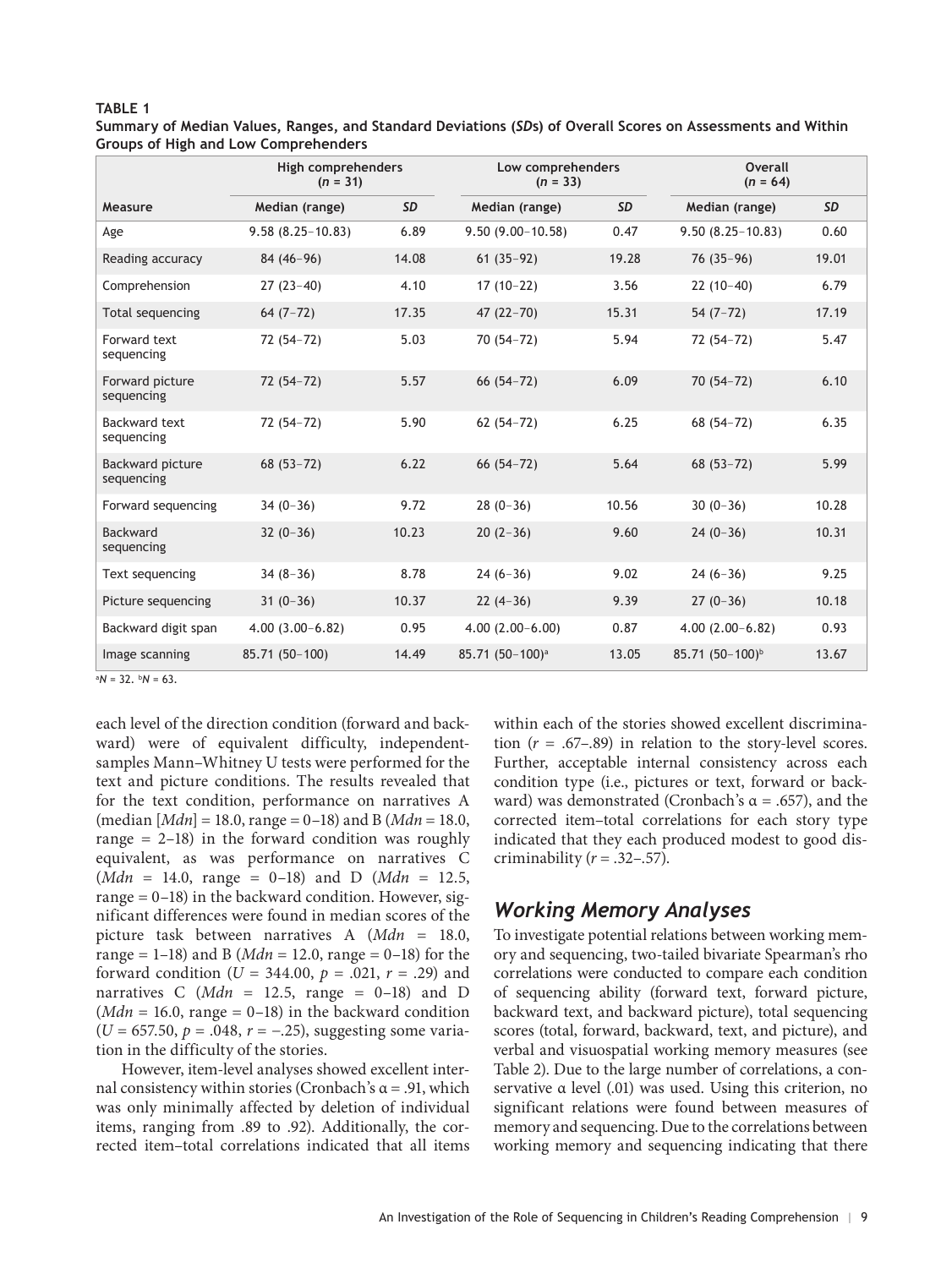**TABLE 1**
**Summary of Median Values, Ranges, and Standard Deviations (*SD*s) of Overall Scores on Assessments and Within Groups of High and Low Comprehenders**

| | High comprehenders ($n$ = 31) | | Low comprehenders ($n$ = 33) | | Overall ($n$ = 64) | |
|---|---|---|---|---|---|---|
| Measure | Median (range) | *SD* | Median (range) | *SD* | Median (range) | *SD* |
| Age | 9.58 (8.25–10.83) | 6.89 | 9.50 (9.00–10.58) | 0.47 | 9.50 (8.25–10.83) | 0.60 |
| Reading accuracy | 84 (46–96) | 14.08 | 61 (35–92) | 19.28 | 76 (35–96) | 19.01 |
| Comprehension | 27 (23–40) | 4.10 | 17 (10–22) | 3.56 | 22 (10–40) | 6.79 |
| Total sequencing | 64 (7–72) | 17.35 | 47 (22–70) | 15.31 | 54 (7–72) | 17.19 |
| Forward text sequencing | 72 (54–72) | 5.03 | 70 (54–72) | 5.94 | 72 (54–72) | 5.47 |
| Forward picture sequencing | 72 (54–72) | 5.57 | 66 (54–72) | 6.09 | 70 (54–72) | 6.10 |
| Backward text sequencing | 72 (54–72) | 5.90 | 62 (54–72) | 6.25 | 68 (54–72) | 6.35 |
| Backward picture sequencing | 68 (53–72) | 6.22 | 66 (54–72) | 5.64 | 68 (53–72) | 5.99 |
| Forward sequencing | 34 (0–36) | 9.72 | 28 (0–36) | 10.56 | 30 (0–36) | 10.28 |
| Backward sequencing | 32 (0–36) | 10.23 | 20 (2–36) | 9.60 | 24 (0–36) | 10.31 |
| Text sequencing | 34 (8–36) | 8.78 | 24 (6–36) | 9.02 | 24 (6–36) | 9.25 |
| Picture sequencing | 31 (0–36) | 10.37 | 22 (4–36) | 9.39 | 27 (0–36) | 10.18 |
| Backward digit span | 4.00 (3.00–6.82) | 0.95 | 4.00 (2.00–6.00) | 0.87 | 4.00 (2.00–6.82) | 0.93 |
| Image scanning | 85.71 (50–100) | 14.49 | 85.71 (50–100)[a] | 13.05 | 85.71 (50–100)[b] | 13.67 |

[a]$N$ = 32. [b]$N$ = 63.

each level of the direction condition (forward and backward) were of equivalent difficulty, independent-samples Mann–Whitney U tests were performed for the text and picture conditions. The results revealed that for the text condition, performance on narratives A (median [*Mdn*] = 18.0, range = 0–18) and B (*Mdn* = 18.0, range = 2–18) in the forward condition was roughly equivalent, as was performance on narratives C (*Mdn* = 14.0, range = 0–18) and D (*Mdn* = 12.5, range = 0–18) in the backward condition. However, significant differences were found in median scores of the picture task between narratives A (*Mdn* = 18.0, range = 1–18) and B (*Mdn* = 12.0, range = 0–18) for the forward condition ($U$ = 344.00, $p$ = .021, $r$ = .29) and narratives C (*Mdn* = 12.5, range = 0–18) and D (*Mdn* = 16.0, range = 0–18) in the backward condition ($U$ = 657.50, $p$ = .048, $r$ = −.25), suggesting some variation in the difficulty of the stories.

However, item-level analyses showed excellent internal consistency within stories (Cronbach's $\alpha$ = .91, which was only minimally affected by deletion of individual items, ranging from .89 to .92). Additionally, the corrected item–total correlations indicated that all items within each of the stories showed excellent discrimination ($r$ = .67–.89) in relation to the story-level scores. Further, acceptable internal consistency across each condition type (i.e., pictures or text, forward or backward) was demonstrated (Cronbach's $\alpha$ = .657), and the corrected item–total correlations for each story type indicated that they each produced modest to good discriminability ($r$ = .32–.57).

## *Working Memory Analyses*

To investigate potential relations between working memory and sequencing, two-tailed bivariate Spearman's rho correlations were conducted to compare each condition of sequencing ability (forward text, forward picture, backward text, and backward picture), total sequencing scores (total, forward, backward, text, and picture), and verbal and visuospatial working memory measures (see Table 2). Due to the large number of correlations, a conservative $\alpha$ level (.01) was used. Using this criterion, no significant relations were found between measures of memory and sequencing. Due to the correlations between working memory and sequencing indicating that there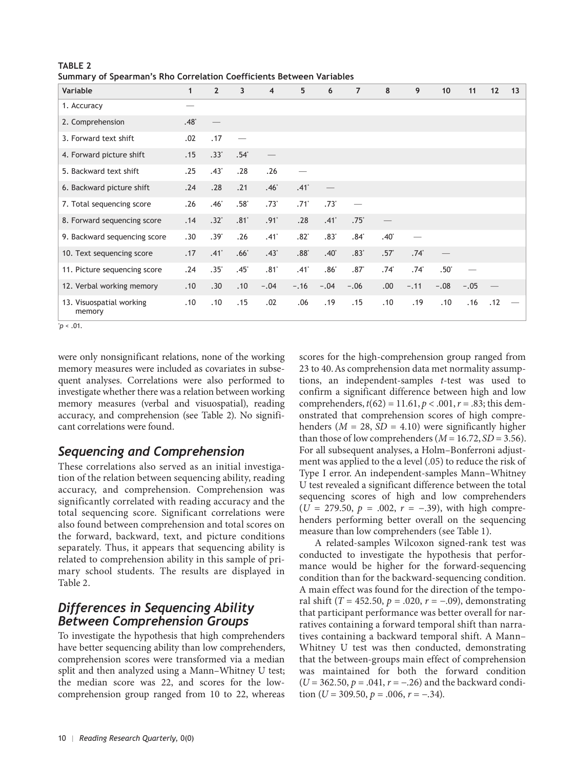**TABLE 2**
**Summary of Spearman's Rho Correlation Coefficients Between Variables**

| Variable | 1 | 2 | 3 | 4 | 5 | 6 | 7 | 8 | 9 | 10 | 11 | 12 | 13 |
|---|---|---|---|---|---|---|---|---|---|---|---|---|---|
| 1. Accuracy | — | | | | | | | | | | | | |
| 2. Comprehension | .48* | — | | | | | | | | | | | |
| 3. Forward text shift | .02 | .17 | — | | | | | | | | | | |
| 4. Forward picture shift | .15 | .33* | .54* | — | | | | | | | | | |
| 5. Backward text shift | .25 | .43* | .28 | .26 | — | | | | | | | | |
| 6. Backward picture shift | .24 | .28 | .21 | .46* | .41* | — | | | | | | | |
| 7. Total sequencing score | .26 | .46* | .58* | .73* | .71* | .73* | — | | | | | | |
| 8. Forward sequencing score | .14 | .32* | .81* | .91* | .28 | .41* | .75* | — | | | | | |
| 9. Backward sequencing score | .30 | .39* | .26 | .41* | .82* | .83* | .84* | .40* | — | | | | |
| 10. Text sequencing score | .17 | .41* | .66* | .43* | .88* | .40* | .83* | .57* | .74* | — | | | |
| 11. Picture sequencing score | .24 | .35* | .45* | .81* | .41* | .86* | .87* | .74* | .74* | .50* | — | | |
| 12. Verbal working memory | .10 | .30 | .10 | −.04 | −.16 | −.04 | −.06 | .00 | −.11 | −.08 | −.05 | — | |
| 13. Visuospatial working memory | .10 | .10 | .15 | .02 | .06 | .19 | .15 | .10 | .19 | .10 | .16 | .12 | — |

*$p < .01$.

were only nonsignificant relations, none of the working memory measures were included as covariates in subsequent analyses. Correlations were also performed to investigate whether there was a relation between working memory measures (verbal and visuospatial), reading accuracy, and comprehension (see Table 2). No significant correlations were found.

## Sequencing and Comprehension

These correlations also served as an initial investigation of the relation between sequencing ability, reading accuracy, and comprehension. Comprehension was significantly correlated with reading accuracy and the total sequencing score. Significant correlations were also found between comprehension and total scores on the forward, backward, text, and picture conditions separately. Thus, it appears that sequencing ability is related to comprehension ability in this sample of primary school students. The results are displayed in Table 2.

## Differences in Sequencing Ability Between Comprehension Groups

To investigate the hypothesis that high comprehenders have better sequencing ability than low comprehenders, comprehension scores were transformed via a median split and then analyzed using a Mann–Whitney U test; the median score was 22, and scores for the low-comprehension group ranged from 10 to 22, whereas scores for the high-comprehension group ranged from 23 to 40. As comprehension data met normality assumptions, an independent-samples *t*-test was used to confirm a significant difference between high and low comprehenders, $t(62) = 11.61$, $p < .001$, $r = .83$; this demonstrated that comprehension scores of high comprehenders ($M = 28$, $SD = 4.10$) were significantly higher than those of low comprehenders ($M = 16.72$, $SD = 3.56$). For all subsequent analyses, a Holm–Bonferroni adjustment was applied to the α level (.05) to reduce the risk of Type I error. An independent-samples Mann–Whitney U test revealed a significant difference between the total sequencing scores of high and low comprehenders ($U = 279.50$, $p = .002$, $r = -.39$), with high comprehenders performing better overall on the sequencing measure than low comprehenders (see Table 1).

A related-samples Wilcoxon signed-rank test was conducted to investigate the hypothesis that performance would be higher for the forward-sequencing condition than for the backward-sequencing condition. A main effect was found for the direction of the temporal shift ($T = 452.50$, $p = .020$, $r = -.09$), demonstrating that participant performance was better overall for narratives containing a forward temporal shift than narratives containing a backward temporal shift. A Mann–Whitney U test was then conducted, demonstrating that the between-groups main effect of comprehension was maintained for both the forward condition ($U = 362.50$, $p = .041$, $r = -.26$) and the backward condition ($U = 309.50$, $p = .006$, $r = -.34$).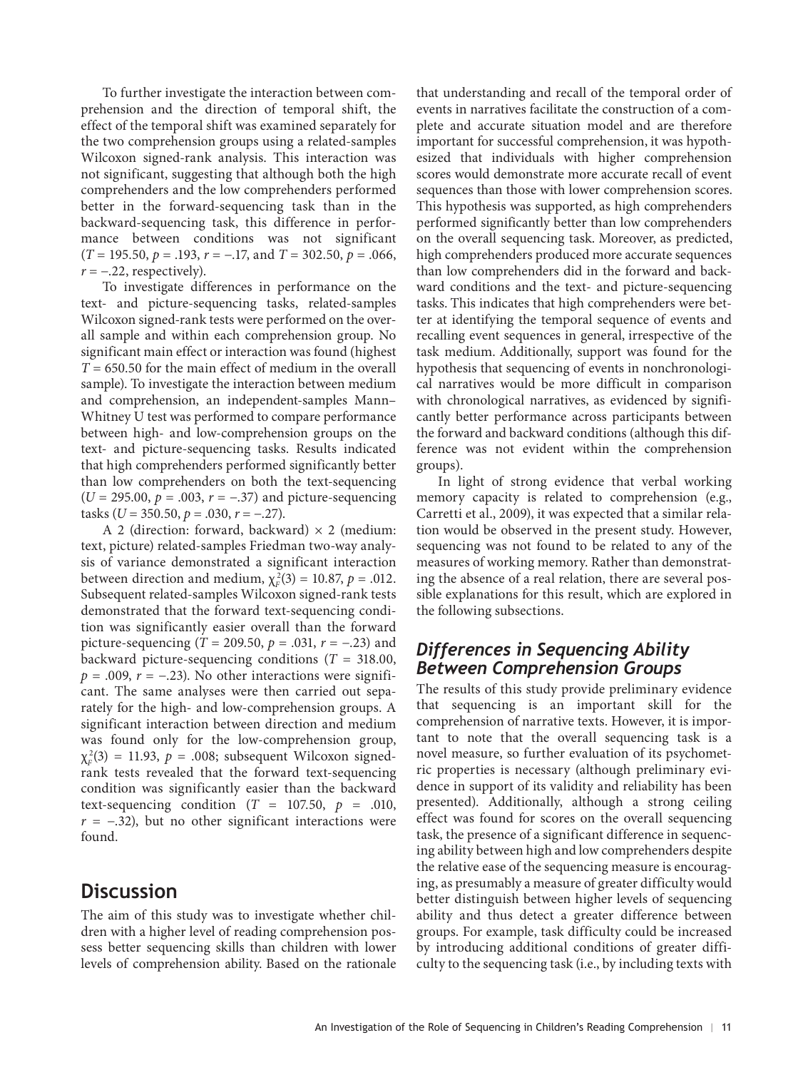To further investigate the interaction between comprehension and the direction of temporal shift, the effect of the temporal shift was examined separately for the two comprehension groups using a related-samples Wilcoxon signed-rank analysis. This interaction was not significant, suggesting that although both the high comprehenders and the low comprehenders performed better in the forward-sequencing task than in the backward-sequencing task, this difference in performance between conditions was not significant ($T$ = 195.50, $p$ = .193, $r$ = −.17, and $T$ = 302.50, $p$ = .066, $r$ = −.22, respectively).

To investigate differences in performance on the text- and picture-sequencing tasks, related-samples Wilcoxon signed-rank tests were performed on the overall sample and within each comprehension group. No significant main effect or interaction was found (highest $T$ = 650.50 for the main effect of medium in the overall sample). To investigate the interaction between medium and comprehension, an independent-samples Mann–Whitney U test was performed to compare performance between high- and low-comprehension groups on the text- and picture-sequencing tasks. Results indicated that high comprehenders performed significantly better than low comprehenders on both the text-sequencing ($U$ = 295.00, $p$ = .003, $r$ = −.37) and picture-sequencing tasks ($U$ = 350.50, $p$ = .030, $r$ = −.27).

A 2 (direction: forward, backward) × 2 (medium: text, picture) related-samples Friedman two-way analysis of variance demonstrated a significant interaction between direction and medium, $\chi^2_F(3)$ = 10.87, $p$ = .012. Subsequent related-samples Wilcoxon signed-rank tests demonstrated that the forward text-sequencing condition was significantly easier overall than the forward picture-sequencing ($T$ = 209.50, $p$ = .031, $r$ = −.23) and backward picture-sequencing conditions ($T$ = 318.00, $p$ = .009, $r$ = −.23). No other interactions were significant. The same analyses were then carried out separately for the high- and low-comprehension groups. A significant interaction between direction and medium was found only for the low-comprehension group, $\chi^2_F(3)$ = 11.93, $p$ = .008; subsequent Wilcoxon signed-rank tests revealed that the forward text-sequencing condition was significantly easier than the backward text-sequencing condition ($T$ = 107.50, $p$ = .010, $r$ = −.32), but no other significant interactions were found.

# Discussion

The aim of this study was to investigate whether children with a higher level of reading comprehension possess better sequencing skills than children with lower levels of comprehension ability. Based on the rationale that understanding and recall of the temporal order of events in narratives facilitate the construction of a complete and accurate situation model and are therefore important for successful comprehension, it was hypothesized that individuals with higher comprehension scores would demonstrate more accurate recall of event sequences than those with lower comprehension scores. This hypothesis was supported, as high comprehenders performed significantly better than low comprehenders on the overall sequencing task. Moreover, as predicted, high comprehenders produced more accurate sequences than low comprehenders did in the forward and backward conditions and the text- and picture-sequencing tasks. This indicates that high comprehenders were better at identifying the temporal sequence of events and recalling event sequences in general, irrespective of the task medium. Additionally, support was found for the hypothesis that sequencing of events in nonchronological narratives would be more difficult in comparison with chronological narratives, as evidenced by significantly better performance across participants between the forward and backward conditions (although this difference was not evident within the comprehension groups).

In light of strong evidence that verbal working memory capacity is related to comprehension (e.g., Carretti et al., 2009), it was expected that a similar relation would be observed in the present study. However, sequencing was not found to be related to any of the measures of working memory. Rather than demonstrating the absence of a real relation, there are several possible explanations for this result, which are explored in the following subsections.

## *Differences in Sequencing Ability Between Comprehension Groups*

The results of this study provide preliminary evidence that sequencing is an important skill for the comprehension of narrative texts. However, it is important to note that the overall sequencing task is a novel measure, so further evaluation of its psychometric properties is necessary (although preliminary evidence in support of its validity and reliability has been presented). Additionally, although a strong ceiling effect was found for scores on the overall sequencing task, the presence of a significant difference in sequencing ability between high and low comprehenders despite the relative ease of the sequencing measure is encouraging, as presumably a measure of greater difficulty would better distinguish between higher levels of sequencing ability and thus detect a greater difference between groups. For example, task difficulty could be increased by introducing additional conditions of greater difficulty to the sequencing task (i.e., by including texts with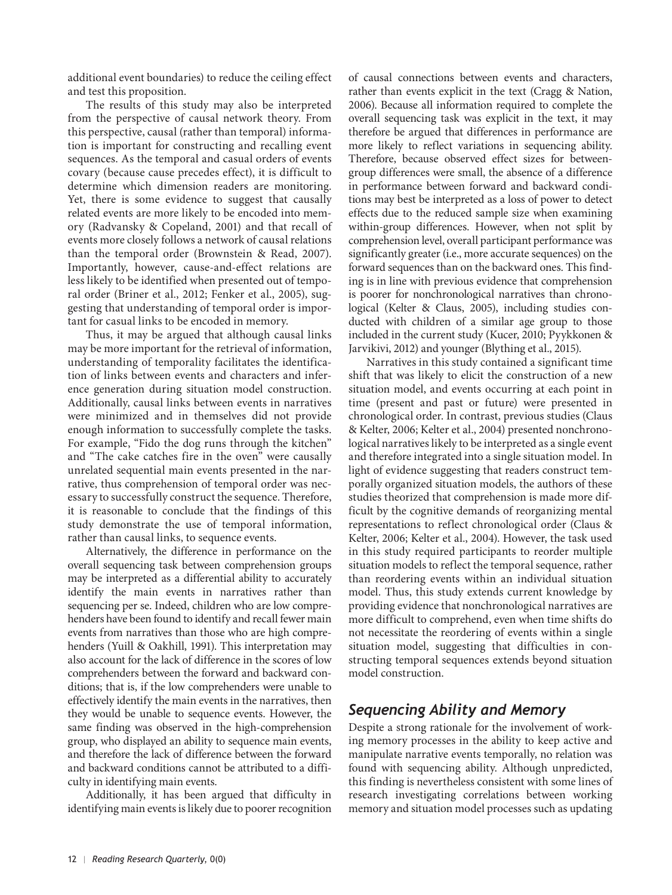additional event boundaries) to reduce the ceiling effect and test this proposition.

The results of this study may also be interpreted from the perspective of causal network theory. From this perspective, causal (rather than temporal) information is important for constructing and recalling event sequences. As the temporal and casual orders of events covary (because cause precedes effect), it is difficult to determine which dimension readers are monitoring. Yet, there is some evidence to suggest that causally related events are more likely to be encoded into memory (Radvansky & Copeland, 2001) and that recall of events more closely follows a network of causal relations than the temporal order (Brownstein & Read, 2007). Importantly, however, cause-and-effect relations are less likely to be identified when presented out of temporal order (Briner et al., 2012; Fenker et al., 2005), suggesting that understanding of temporal order is important for casual links to be encoded in memory.

Thus, it may be argued that although causal links may be more important for the retrieval of information, understanding of temporality facilitates the identification of links between events and characters and inference generation during situation model construction. Additionally, causal links between events in narratives were minimized and in themselves did not provide enough information to successfully complete the tasks. For example, "Fido the dog runs through the kitchen" and "The cake catches fire in the oven" were causally unrelated sequential main events presented in the narrative, thus comprehension of temporal order was necessary to successfully construct the sequence. Therefore, it is reasonable to conclude that the findings of this study demonstrate the use of temporal information, rather than causal links, to sequence events.

Alternatively, the difference in performance on the overall sequencing task between comprehension groups may be interpreted as a differential ability to accurately identify the main events in narratives rather than sequencing per se. Indeed, children who are low comprehenders have been found to identify and recall fewer main events from narratives than those who are high comprehenders (Yuill & Oakhill, 1991). This interpretation may also account for the lack of difference in the scores of low comprehenders between the forward and backward conditions; that is, if the low comprehenders were unable to effectively identify the main events in the narratives, then they would be unable to sequence events. However, the same finding was observed in the high-comprehension group, who displayed an ability to sequence main events, and therefore the lack of difference between the forward and backward conditions cannot be attributed to a difficulty in identifying main events.

Additionally, it has been argued that difficulty in identifying main events is likely due to poorer recognition of causal connections between events and characters, rather than events explicit in the text (Cragg & Nation, 2006). Because all information required to complete the overall sequencing task was explicit in the text, it may therefore be argued that differences in performance are more likely to reflect variations in sequencing ability. Therefore, because observed effect sizes for between-group differences were small, the absence of a difference in performance between forward and backward conditions may best be interpreted as a loss of power to detect effects due to the reduced sample size when examining within-group differences. However, when not split by comprehension level, overall participant performance was significantly greater (i.e., more accurate sequences) on the forward sequences than on the backward ones. This finding is in line with previous evidence that comprehension is poorer for nonchronological narratives than chronological (Kelter & Claus, 2005), including studies conducted with children of a similar age group to those included in the current study (Kucer, 2010; Pyykkonen & Jarvikivi, 2012) and younger (Blything et al., 2015).

Narratives in this study contained a significant time shift that was likely to elicit the construction of a new situation model, and events occurring at each point in time (present and past or future) were presented in chronological order. In contrast, previous studies (Claus & Kelter, 2006; Kelter et al., 2004) presented nonchronological narratives likely to be interpreted as a single event and therefore integrated into a single situation model. In light of evidence suggesting that readers construct temporally organized situation models, the authors of these studies theorized that comprehension is made more difficult by the cognitive demands of reorganizing mental representations to reflect chronological order (Claus & Kelter, 2006; Kelter et al., 2004). However, the task used in this study required participants to reorder multiple situation models to reflect the temporal sequence, rather than reordering events within an individual situation model. Thus, this study extends current knowledge by providing evidence that nonchronological narratives are more difficult to comprehend, even when time shifts do not necessitate the reordering of events within a single situation model, suggesting that difficulties in constructing temporal sequences extends beyond situation model construction.

## *Sequencing Ability and Memory*

Despite a strong rationale for the involvement of working memory processes in the ability to keep active and manipulate narrative events temporally, no relation was found with sequencing ability. Although unpredicted, this finding is nevertheless consistent with some lines of research investigating correlations between working memory and situation model processes such as updating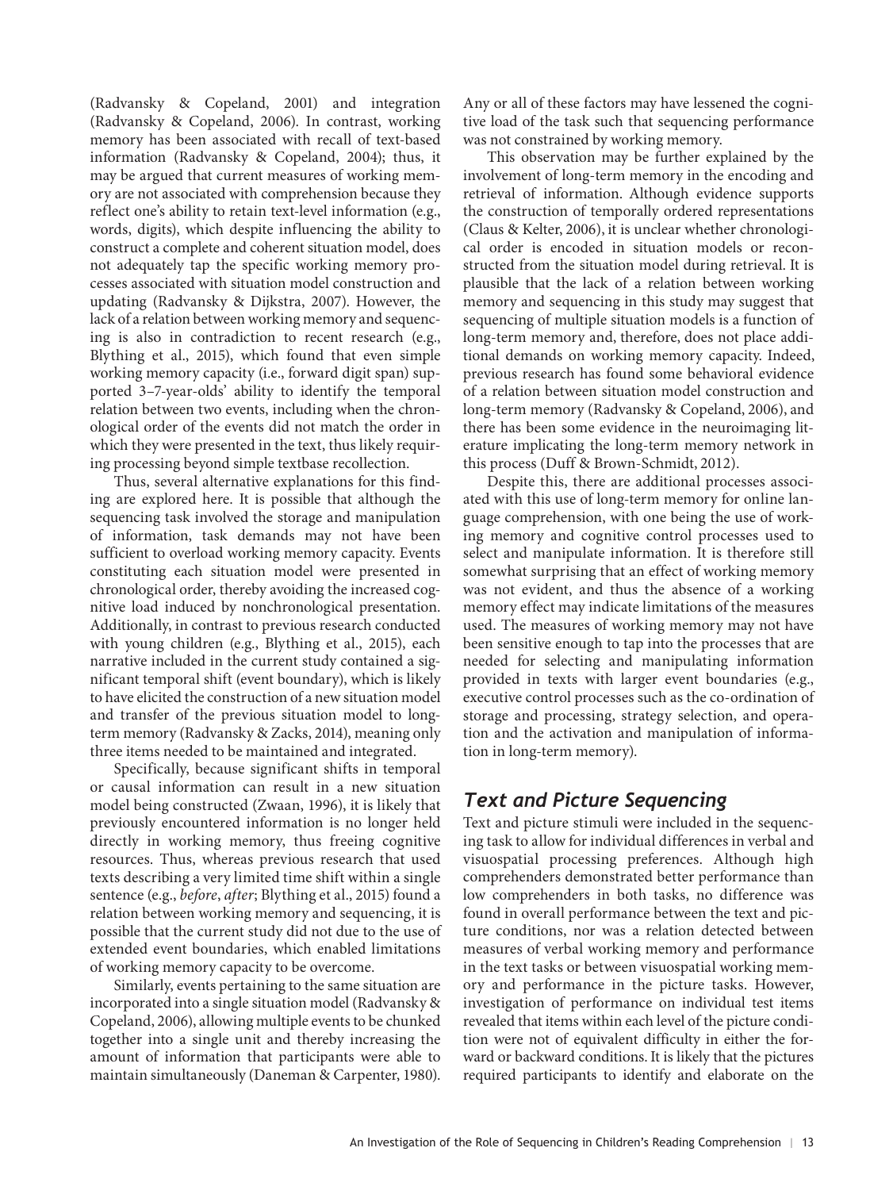(Radvansky & Copeland, 2001) and integration (Radvansky & Copeland, 2006). In contrast, working memory has been associated with recall of text-based information (Radvansky & Copeland, 2004); thus, it may be argued that current measures of working memory are not associated with comprehension because they reflect one's ability to retain text-level information (e.g., words, digits), which despite influencing the ability to construct a complete and coherent situation model, does not adequately tap the specific working memory processes associated with situation model construction and updating (Radvansky & Dijkstra, 2007). However, the lack of a relation between working memory and sequencing is also in contradiction to recent research (e.g., Blything et al., 2015), which found that even simple working memory capacity (i.e., forward digit span) supported 3–7-year-olds' ability to identify the temporal relation between two events, including when the chronological order of the events did not match the order in which they were presented in the text, thus likely requiring processing beyond simple textbase recollection.

Thus, several alternative explanations for this finding are explored here. It is possible that although the sequencing task involved the storage and manipulation of information, task demands may not have been sufficient to overload working memory capacity. Events constituting each situation model were presented in chronological order, thereby avoiding the increased cognitive load induced by nonchronological presentation. Additionally, in contrast to previous research conducted with young children (e.g., Blything et al., 2015), each narrative included in the current study contained a significant temporal shift (event boundary), which is likely to have elicited the construction of a new situation model and transfer of the previous situation model to long-term memory (Radvansky & Zacks, 2014), meaning only three items needed to be maintained and integrated.

Specifically, because significant shifts in temporal or causal information can result in a new situation model being constructed (Zwaan, 1996), it is likely that previously encountered information is no longer held directly in working memory, thus freeing cognitive resources. Thus, whereas previous research that used texts describing a very limited time shift within a single sentence (e.g., *before*, *after*; Blything et al., 2015) found a relation between working memory and sequencing, it is possible that the current study did not due to the use of extended event boundaries, which enabled limitations of working memory capacity to be overcome.

Similarly, events pertaining to the same situation are incorporated into a single situation model (Radvansky & Copeland, 2006), allowing multiple events to be chunked together into a single unit and thereby increasing the amount of information that participants were able to maintain simultaneously (Daneman & Carpenter, 1980). Any or all of these factors may have lessened the cognitive load of the task such that sequencing performance was not constrained by working memory.

This observation may be further explained by the involvement of long-term memory in the encoding and retrieval of information. Although evidence supports the construction of temporally ordered representations (Claus & Kelter, 2006), it is unclear whether chronological order is encoded in situation models or reconstructed from the situation model during retrieval. It is plausible that the lack of a relation between working memory and sequencing in this study may suggest that sequencing of multiple situation models is a function of long-term memory and, therefore, does not place additional demands on working memory capacity. Indeed, previous research has found some behavioral evidence of a relation between situation model construction and long-term memory (Radvansky & Copeland, 2006), and there has been some evidence in the neuroimaging literature implicating the long-term memory network in this process (Duff & Brown-Schmidt, 2012).

Despite this, there are additional processes associated with this use of long-term memory for online language comprehension, with one being the use of working memory and cognitive control processes used to select and manipulate information. It is therefore still somewhat surprising that an effect of working memory was not evident, and thus the absence of a working memory effect may indicate limitations of the measures used. The measures of working memory may not have been sensitive enough to tap into the processes that are needed for selecting and manipulating information provided in texts with larger event boundaries (e.g., executive control processes such as the co-ordination of storage and processing, strategy selection, and operation and the activation and manipulation of information in long-term memory).

## Text and Picture Sequencing

Text and picture stimuli were included in the sequencing task to allow for individual differences in verbal and visuospatial processing preferences. Although high comprehenders demonstrated better performance than low comprehenders in both tasks, no difference was found in overall performance between the text and picture conditions, nor was a relation detected between measures of verbal working memory and performance in the text tasks or between visuospatial working memory and performance in the picture tasks. However, investigation of performance on individual test items revealed that items within each level of the picture condition were not of equivalent difficulty in either the forward or backward conditions. It is likely that the pictures required participants to identify and elaborate on the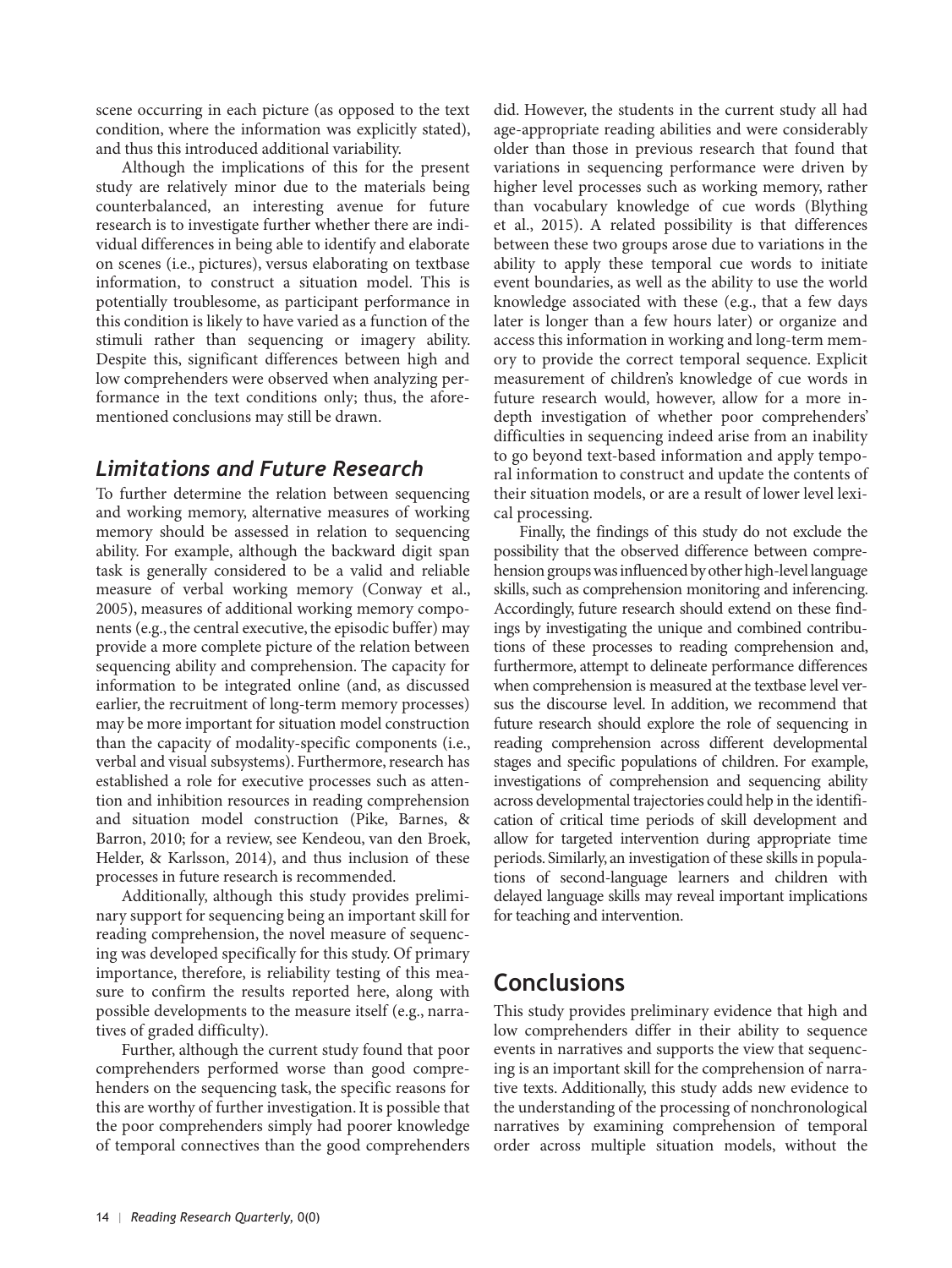scene occurring in each picture (as opposed to the text condition, where the information was explicitly stated), and thus this introduced additional variability.

Although the implications of this for the present study are relatively minor due to the materials being counterbalanced, an interesting avenue for future research is to investigate further whether there are individual differences in being able to identify and elaborate on scenes (i.e., pictures), versus elaborating on textbase information, to construct a situation model. This is potentially troublesome, as participant performance in this condition is likely to have varied as a function of the stimuli rather than sequencing or imagery ability. Despite this, significant differences between high and low comprehenders were observed when analyzing performance in the text conditions only; thus, the aforementioned conclusions may still be drawn.

## *Limitations and Future Research*

To further determine the relation between sequencing and working memory, alternative measures of working memory should be assessed in relation to sequencing ability. For example, although the backward digit span task is generally considered to be a valid and reliable measure of verbal working memory (Conway et al., 2005), measures of additional working memory components (e.g., the central executive, the episodic buffer) may provide a more complete picture of the relation between sequencing ability and comprehension. The capacity for information to be integrated online (and, as discussed earlier, the recruitment of long-term memory processes) may be more important for situation model construction than the capacity of modality-specific components (i.e., verbal and visual subsystems). Furthermore, research has established a role for executive processes such as attention and inhibition resources in reading comprehension and situation model construction (Pike, Barnes, & Barron, 2010; for a review, see Kendeou, van den Broek, Helder, & Karlsson, 2014), and thus inclusion of these processes in future research is recommended.

Additionally, although this study provides preliminary support for sequencing being an important skill for reading comprehension, the novel measure of sequencing was developed specifically for this study. Of primary importance, therefore, is reliability testing of this measure to confirm the results reported here, along with possible developments to the measure itself (e.g., narratives of graded difficulty).

Further, although the current study found that poor comprehenders performed worse than good comprehenders on the sequencing task, the specific reasons for this are worthy of further investigation. It is possible that the poor comprehenders simply had poorer knowledge of temporal connectives than the good comprehenders did. However, the students in the current study all had age-appropriate reading abilities and were considerably older than those in previous research that found that variations in sequencing performance were driven by higher level processes such as working memory, rather than vocabulary knowledge of cue words (Blything et al., 2015). A related possibility is that differences between these two groups arose due to variations in the ability to apply these temporal cue words to initiate event boundaries, as well as the ability to use the world knowledge associated with these (e.g., that a few days later is longer than a few hours later) or organize and access this information in working and long-term memory to provide the correct temporal sequence. Explicit measurement of children's knowledge of cue words in future research would, however, allow for a more in-depth investigation of whether poor comprehenders' difficulties in sequencing indeed arise from an inability to go beyond text-based information and apply temporal information to construct and update the contents of their situation models, or are a result of lower level lexical processing.

Finally, the findings of this study do not exclude the possibility that the observed difference between comprehension groups was influenced by other high-level language skills, such as comprehension monitoring and inferencing. Accordingly, future research should extend on these findings by investigating the unique and combined contributions of these processes to reading comprehension and, furthermore, attempt to delineate performance differences when comprehension is measured at the textbase level versus the discourse level. In addition, we recommend that future research should explore the role of sequencing in reading comprehension across different developmental stages and specific populations of children. For example, investigations of comprehension and sequencing ability across developmental trajectories could help in the identification of critical time periods of skill development and allow for targeted intervention during appropriate time periods. Similarly, an investigation of these skills in populations of second-language learners and children with delayed language skills may reveal important implications for teaching and intervention.

# Conclusions

This study provides preliminary evidence that high and low comprehenders differ in their ability to sequence events in narratives and supports the view that sequencing is an important skill for the comprehension of narrative texts. Additionally, this study adds new evidence to the understanding of the processing of nonchronological narratives by examining comprehension of temporal order across multiple situation models, without the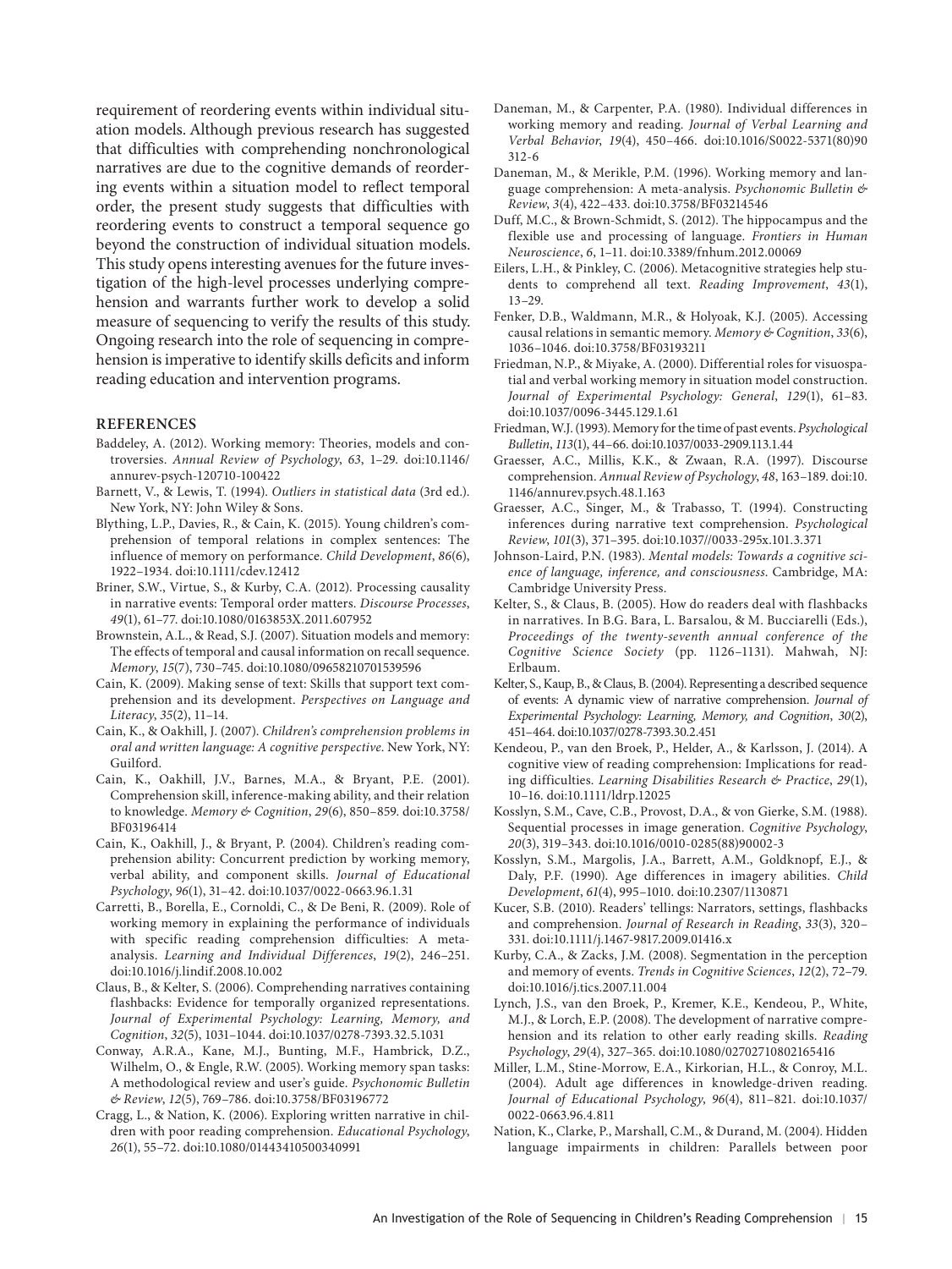requirement of reordering events within individual situation models. Although previous research has suggested that difficulties with comprehending nonchronological narratives are due to the cognitive demands of reordering events within a situation model to reflect temporal order, the present study suggests that difficulties with reordering events to construct a temporal sequence go beyond the construction of individual situation models. This study opens interesting avenues for the future investigation of the high-level processes underlying comprehension and warrants further work to develop a solid measure of sequencing to verify the results of this study. Ongoing research into the role of sequencing in comprehension is imperative to identify skills deficits and inform reading education and intervention programs.

## REFERENCES

Baddeley, A. (2012). Working memory: Theories, models and controversies. *Annual Review of Psychology*, *63*, 1–29. doi:10.1146/annurev-psych-120710-100422

Barnett, V., & Lewis, T. (1994). *Outliers in statistical data* (3rd ed.). New York, NY: John Wiley & Sons.

Blything, L.P., Davies, R., & Cain, K. (2015). Young children's comprehension of temporal relations in complex sentences: The influence of memory on performance. *Child Development*, *86*(6), 1922–1934. doi:10.1111/cdev.12412

Briner, S.W., Virtue, S., & Kurby, C.A. (2012). Processing causality in narrative events: Temporal order matters. *Discourse Processes*, *49*(1), 61–77. doi:10.1080/0163853X.2011.607952

Brownstein, A.L., & Read, S.J. (2007). Situation models and memory: The effects of temporal and causal information on recall sequence. *Memory*, *15*(7), 730–745. doi:10.1080/09658210701539596

Cain, K. (2009). Making sense of text: Skills that support text comprehension and its development. *Perspectives on Language and Literacy*, *35*(2), 11–14.

Cain, K., & Oakhill, J. (2007). *Children's comprehension problems in oral and written language: A cognitive perspective*. New York, NY: Guilford.

Cain, K., Oakhill, J.V., Barnes, M.A., & Bryant, P.E. (2001). Comprehension skill, inference-making ability, and their relation to knowledge. *Memory & Cognition*, *29*(6), 850–859. doi:10.3758/BF03196414

Cain, K., Oakhill, J., & Bryant, P. (2004). Children's reading comprehension ability: Concurrent prediction by working memory, verbal ability, and component skills. *Journal of Educational Psychology*, *96*(1), 31–42. doi:10.1037/0022-0663.96.1.31

Carretti, B., Borella, E., Cornoldi, C., & De Beni, R. (2009). Role of working memory in explaining the performance of individuals with specific reading comprehension difficulties: A meta-analysis. *Learning and Individual Differences*, *19*(2), 246–251. doi:10.1016/j.lindif.2008.10.002

Claus, B., & Kelter, S. (2006). Comprehending narratives containing flashbacks: Evidence for temporally organized representations. *Journal of Experimental Psychology: Learning, Memory, and Cognition*, *32*(5), 1031–1044. doi:10.1037/0278-7393.32.5.1031

Conway, A.R.A., Kane, M.J., Bunting, M.F., Hambrick, D.Z., Wilhelm, O., & Engle, R.W. (2005). Working memory span tasks: A methodological review and user's guide. *Psychonomic Bulletin & Review*, *12*(5), 769–786. doi:10.3758/BF03196772

Cragg, L., & Nation, K. (2006). Exploring written narrative in children with poor reading comprehension. *Educational Psychology*, *26*(1), 55–72. doi:10.1080/01443410500340991

Daneman, M., & Carpenter, P.A. (1980). Individual differences in working memory and reading. *Journal of Verbal Learning and Verbal Behavior*, *19*(4), 450–466. doi:10.1016/S0022-5371(80)90312-6

Daneman, M., & Merikle, P.M. (1996). Working memory and language comprehension: A meta-analysis. *Psychonomic Bulletin & Review*, *3*(4), 422–433. doi:10.3758/BF03214546

Duff, M.C., & Brown-Schmidt, S. (2012). The hippocampus and the flexible use and processing of language. *Frontiers in Human Neuroscience*, *6*, 1–11. doi:10.3389/fnhum.2012.00069

Eilers, L.H., & Pinkley, C. (2006). Metacognitive strategies help students to comprehend all text. *Reading Improvement*, *43*(1), 13–29.

Fenker, D.B., Waldmann, M.R., & Holyoak, K.J. (2005). Accessing causal relations in semantic memory. *Memory & Cognition*, *33*(6), 1036–1046. doi:10.3758/BF03193211

Friedman, N.P., & Miyake, A. (2000). Differential roles for visuospatial and verbal working memory in situation model construction. *Journal of Experimental Psychology: General*, *129*(1), 61–83. doi:10.1037/0096-3445.129.1.61

Friedman, W.J. (1993). Memory for the time of past events. *Psychological Bulletin*, *113*(1), 44–66. doi:10.1037/0033-2909.113.1.44

Graesser, A.C., Millis, K.K., & Zwaan, R.A. (1997). Discourse comprehension. *Annual Review of Psychology*, *48*, 163–189. doi:10.1146/annurev.psych.48.1.163

Graesser, A.C., Singer, M., & Trabasso, T. (1994). Constructing inferences during narrative text comprehension. *Psychological Review*, *101*(3), 371–395. doi:10.1037//0033-295x.101.3.371

Johnson-Laird, P.N. (1983). *Mental models: Towards a cognitive science of language, inference, and consciousness*. Cambridge, MA: Cambridge University Press.

Kelter, S., & Claus, B. (2005). How do readers deal with flashbacks in narratives. In B.G. Bara, L. Barsalou, & M. Bucciarelli (Eds.), *Proceedings of the twenty-seventh annual conference of the Cognitive Science Society* (pp. 1126–1131). Mahwah, NJ: Erlbaum.

Kelter, S., Kaup, B., & Claus, B. (2004). Representing a described sequence of events: A dynamic view of narrative comprehension. *Journal of Experimental Psychology: Learning, Memory, and Cognition*, *30*(2), 451–464. doi:10.1037/0278-7393.30.2.451

Kendeou, P., van den Broek, P., Helder, A., & Karlsson, J. (2014). A cognitive view of reading comprehension: Implications for reading difficulties. *Learning Disabilities Research & Practice*, *29*(1), 10–16. doi:10.1111/ldrp.12025

Kosslyn, S.M., Cave, C.B., Provost, D.A., & von Gierke, S.M. (1988). Sequential processes in image generation. *Cognitive Psychology*, *20*(3), 319–343. doi:10.1016/0010-0285(88)90002-3

Kosslyn, S.M., Margolis, J.A., Barrett, A.M., Goldknopf, E.J., & Daly, P.F. (1990). Age differences in imagery abilities. *Child Development*, *61*(4), 995–1010. doi:10.2307/1130871

Kucer, S.B. (2010). Readers' tellings: Narrators, settings, flashbacks and comprehension. *Journal of Research in Reading*, *33*(3), 320–331. doi:10.1111/j.1467-9817.2009.01416.x

Kurby, C.A., & Zacks, J.M. (2008). Segmentation in the perception and memory of events. *Trends in Cognitive Sciences*, *12*(2), 72–79. doi:10.1016/j.tics.2007.11.004

Lynch, J.S., van den Broek, P., Kremer, K.E., Kendeou, P., White, M.J., & Lorch, E.P. (2008). The development of narrative comprehension and its relation to other early reading skills. *Reading Psychology*, *29*(4), 327–365. doi:10.1080/02702710802165416

Miller, L.M., Stine-Morrow, E.A., Kirkorian, H.L., & Conroy, M.L. (2004). Adult age differences in knowledge-driven reading. *Journal of Educational Psychology*, *96*(4), 811–821. doi:10.1037/0022-0663.96.4.811

Nation, K., Clarke, P., Marshall, C.M., & Durand, M. (2004). Hidden language impairments in children: Parallels between poor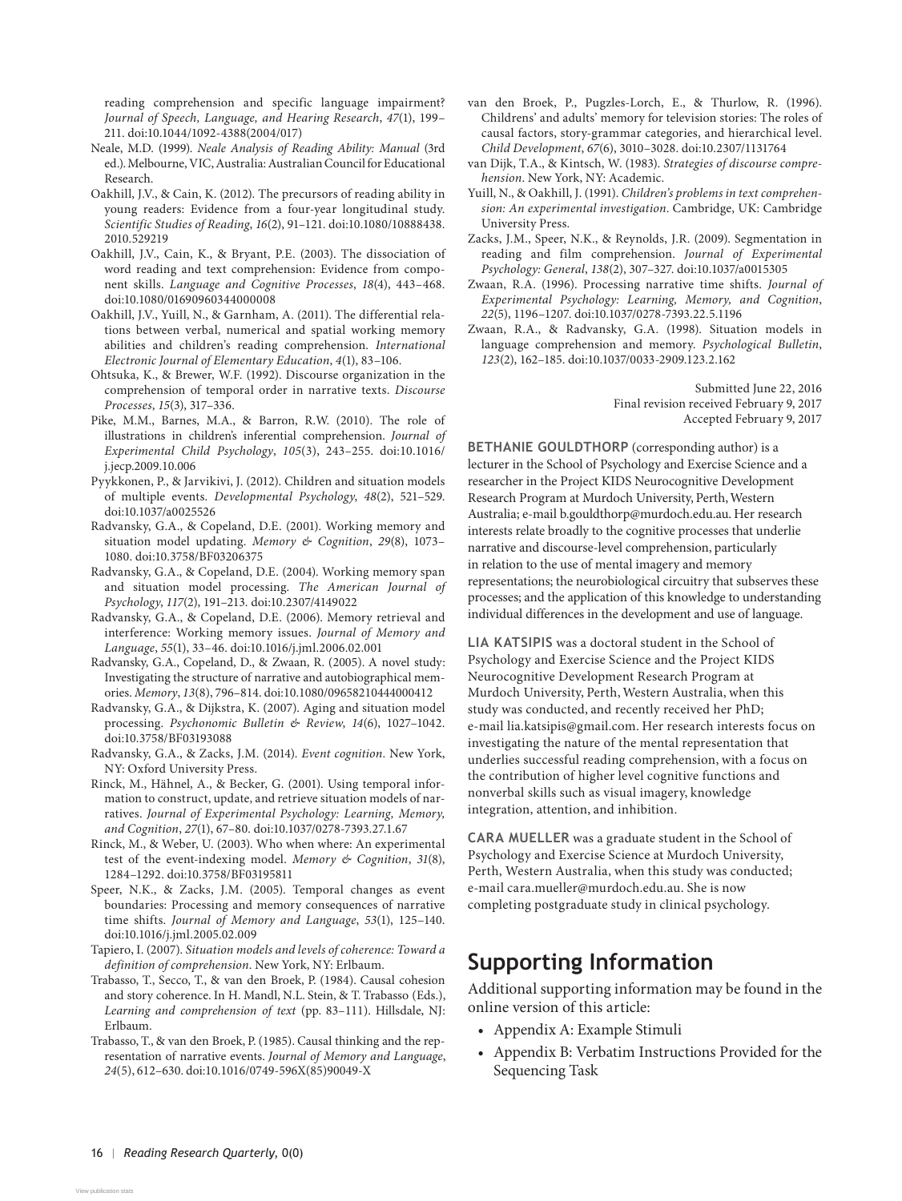reading comprehension and specific language impairment? *Journal of Speech, Language, and Hearing Research*, *47*(1), 199–211. doi:10.1044/1092-4388(2004/017)

Neale, M.D. (1999). *Neale Analysis of Reading Ability: Manual* (3rd ed.). Melbourne, VIC, Australia: Australian Council for Educational Research.

Oakhill, J.V., & Cain, K. (2012). The precursors of reading ability in young readers: Evidence from a four-year longitudinal study. *Scientific Studies of Reading*, *16*(2), 91–121. doi:10.1080/10888438.2010.529219

Oakhill, J.V., Cain, K., & Bryant, P.E. (2003). The dissociation of word reading and text comprehension: Evidence from component skills. *Language and Cognitive Processes*, *18*(4), 443–468. doi:10.1080/01690960344000008

Oakhill, J.V., Yuill, N., & Garnham, A. (2011). The differential relations between verbal, numerical and spatial working memory abilities and children's reading comprehension. *International Electronic Journal of Elementary Education*, *4*(1), 83–106.

Ohtsuka, K., & Brewer, W.F. (1992). Discourse organization in the comprehension of temporal order in narrative texts. *Discourse Processes*, *15*(3), 317–336.

Pike, M.M., Barnes, M.A., & Barron, R.W. (2010). The role of illustrations in children's inferential comprehension. *Journal of Experimental Child Psychology*, *105*(3), 243–255. doi:10.1016/j.jecp.2009.10.006

Pyykkonen, P., & Jarvikivi, J. (2012). Children and situation models of multiple events. *Developmental Psychology*, *48*(2), 521–529. doi:10.1037/a0025526

Radvansky, G.A., & Copeland, D.E. (2001). Working memory and situation model updating. *Memory & Cognition*, *29*(8), 1073–1080. doi:10.3758/BF03206375

Radvansky, G.A., & Copeland, D.E. (2004). Working memory span and situation model processing. *The American Journal of Psychology*, *117*(2), 191–213. doi:10.2307/4149022

Radvansky, G.A., & Copeland, D.E. (2006). Memory retrieval and interference: Working memory issues. *Journal of Memory and Language*, *55*(1), 33–46. doi:10.1016/j.jml.2006.02.001

Radvansky, G.A., Copeland, D., & Zwaan, R. (2005). A novel study: Investigating the structure of narrative and autobiographical memories. *Memory*, *13*(8), 796–814. doi:10.1080/09658210444000412

Radvansky, G.A., & Dijkstra, K. (2007). Aging and situation model processing. *Psychonomic Bulletin & Review*, *14*(6), 1027–1042. doi:10.3758/BF03193088

Radvansky, G.A., & Zacks, J.M. (2014). *Event cognition*. New York, NY: Oxford University Press.

Rinck, M., Hähnel, A., & Becker, G. (2001). Using temporal information to construct, update, and retrieve situation models of narratives. *Journal of Experimental Psychology: Learning, Memory, and Cognition*, *27*(1), 67–80. doi:10.1037/0278-7393.27.1.67

Rinck, M., & Weber, U. (2003). Who when where: An experimental test of the event-indexing model. *Memory & Cognition*, *31*(8), 1284–1292. doi:10.3758/BF03195811

Speer, N.K., & Zacks, J.M. (2005). Temporal changes as event boundaries: Processing and memory consequences of narrative time shifts. *Journal of Memory and Language*, *53*(1), 125–140. doi:10.1016/j.jml.2005.02.009

Tapiero, I. (2007). *Situation models and levels of coherence: Toward a definition of comprehension*. New York, NY: Erlbaum.

Trabasso, T., Secco, T., & van den Broek, P. (1984). Causal cohesion and story coherence. In H. Mandl, N.L. Stein, & T. Trabasso (Eds.), *Learning and comprehension of text* (pp. 83–111). Hillsdale, NJ: Erlbaum.

Trabasso, T., & van den Broek, P. (1985). Causal thinking and the representation of narrative events. *Journal of Memory and Language*, *24*(5), 612–630. doi:10.1016/0749-596X(85)90049-X

van den Broek, P., Pugzles-Lorch, E., & Thurlow, R. (1996). Childrens' and adults' memory for television stories: The roles of causal factors, story-grammar categories, and hierarchical level. *Child Development*, *67*(6), 3010–3028. doi:10.2307/1131764

van Dijk, T.A., & Kintsch, W. (1983). *Strategies of discourse comprehension*. New York, NY: Academic.

Yuill, N., & Oakhill, J. (1991). *Children's problems in text comprehension: An experimental investigation*. Cambridge, UK: Cambridge University Press.

Zacks, J.M., Speer, N.K., & Reynolds, J.R. (2009). Segmentation in reading and film comprehension. *Journal of Experimental Psychology: General*, *138*(2), 307–327. doi:10.1037/a0015305

Zwaan, R.A. (1996). Processing narrative time shifts. *Journal of Experimental Psychology: Learning, Memory, and Cognition*, *22*(5), 1196–1207. doi:10.1037/0278-7393.22.5.1196

Zwaan, R.A., & Radvansky, G.A. (1998). Situation models in language comprehension and memory. *Psychological Bulletin*, *123*(2), 162–185. doi:10.1037/0033-2909.123.2.162

Submitted June 22, 2016
Final revision received February 9, 2017
Accepted February 9, 2017

**BETHANIE GOULDTHORP** (corresponding author) is a lecturer in the School of Psychology and Exercise Science and a researcher in the Project KIDS Neurocognitive Development Research Program at Murdoch University, Perth, Western Australia; e-mail b.gouldthorp@murdoch.edu.au. Her research interests relate broadly to the cognitive processes that underlie narrative and discourse-level comprehension, particularly in relation to the use of mental imagery and memory representations; the neurobiological circuitry that subserves these processes; and the application of this knowledge to understanding individual differences in the development and use of language.

**LIA KATSIPIS** was a doctoral student in the School of Psychology and Exercise Science and the Project KIDS Neurocognitive Development Research Program at Murdoch University, Perth, Western Australia, when this study was conducted, and recently received her PhD; e-mail lia.katsipis@gmail.com. Her research interests focus on investigating the nature of the mental representation that underlies successful reading comprehension, with a focus on the contribution of higher level cognitive functions and nonverbal skills such as visual imagery, knowledge integration, attention, and inhibition.

**CARA MUELLER** was a graduate student in the School of Psychology and Exercise Science at Murdoch University, Perth, Western Australia, when this study was conducted; e-mail cara.mueller@murdoch.edu.au. She is now completing postgraduate study in clinical psychology.

## Supporting Information

Additional supporting information may be found in the online version of this article:

- Appendix A: Example Stimuli
- Appendix B: Verbatim Instructions Provided for the Sequencing Task